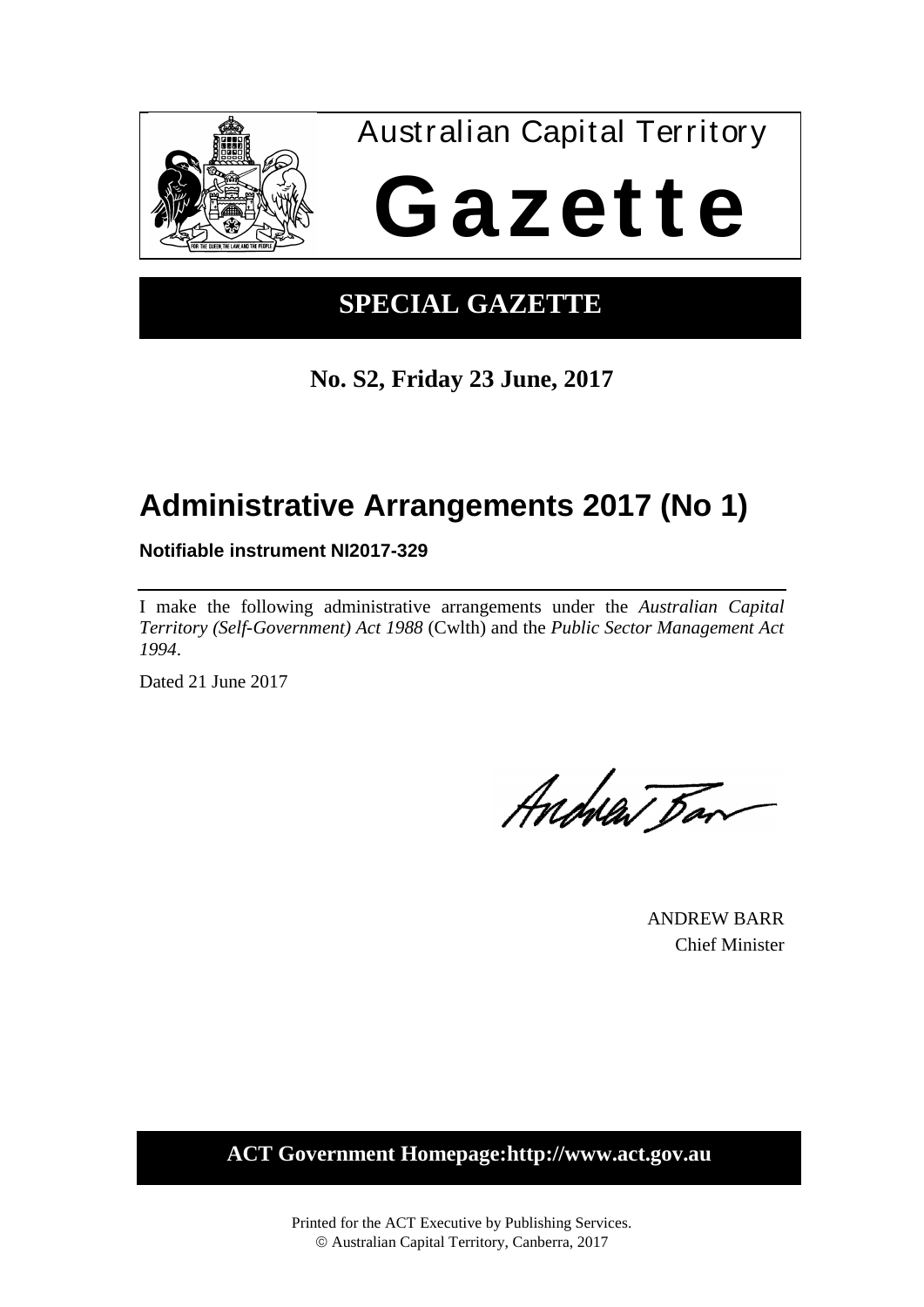Australian Capital Territory

# Gazette

## SPECIAL GAZETTE

**No. S2, Friday 23 June, 2017**

# Administrative Arrangements 2017 (No 1)

**Notifiable instrument NI2017-329**

---

I make the following administrative arrangements under the *Australian Capital Territory (Self-Government) Act 1988* (Cwlth) and the *Public Sector Management Act 1994*.

Dated 21 June 2017

ANDREW BARR
Chief Minister

**ACT Government Homepage:http://www.act.gov.au**

Printed for the ACT Executive by Publishing Services.
© Australian Capital Territory, Canberra, 2017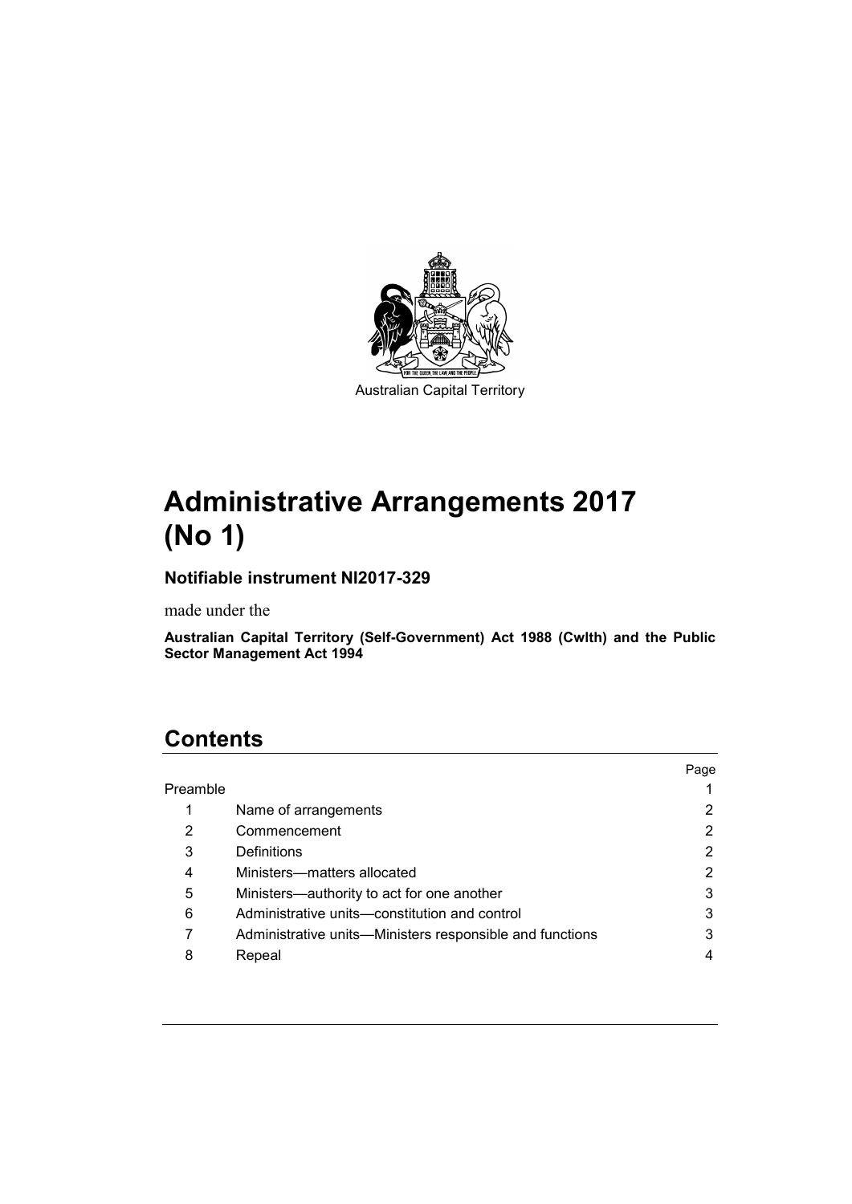Australian Capital Territory

# Administrative Arrangements 2017 (No 1)

### Notifiable instrument NI2017-329

made under the

**Australian Capital Territory (Self-Government) Act 1988 (Cwlth) and the Public Sector Management Act 1994**

## Contents

| | | Page |
|---|---|---|
| Preamble | | 1 |
| 1 | Name of arrangements | 2 |
| 2 | Commencement | 2 |
| 3 | Definitions | 2 |
| 4 | Ministers—matters allocated | 2 |
| 5 | Ministers—authority to act for one another | 3 |
| 6 | Administrative units—constitution and control | 3 |
| 7 | Administrative units—Ministers responsible and functions | 3 |
| 8 | Repeal | 4 |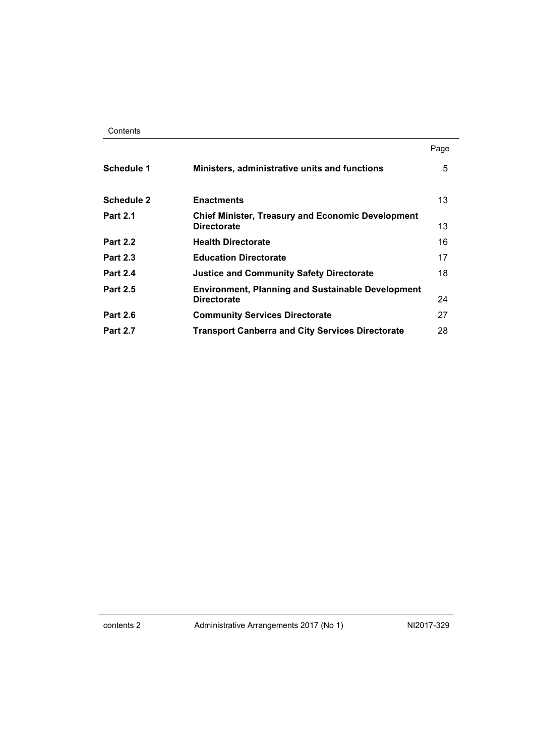| | | Page |
|---|---|---|
| **Schedule 1** | **Ministers, administrative units and functions** | 5 |
| **Schedule 2** | **Enactments** | 13 |
| **Part 2.1** | **Chief Minister, Treasury and Economic Development Directorate** | 13 |
| **Part 2.2** | **Health Directorate** | 16 |
| **Part 2.3** | **Education Directorate** | 17 |
| **Part 2.4** | **Justice and Community Safety Directorate** | 18 |
| **Part 2.5** | **Environment, Planning and Sustainable Development Directorate** | 24 |
| **Part 2.6** | **Community Services Directorate** | 27 |
| **Part 2.7** | **Transport Canberra and City Services Directorate** | 28 |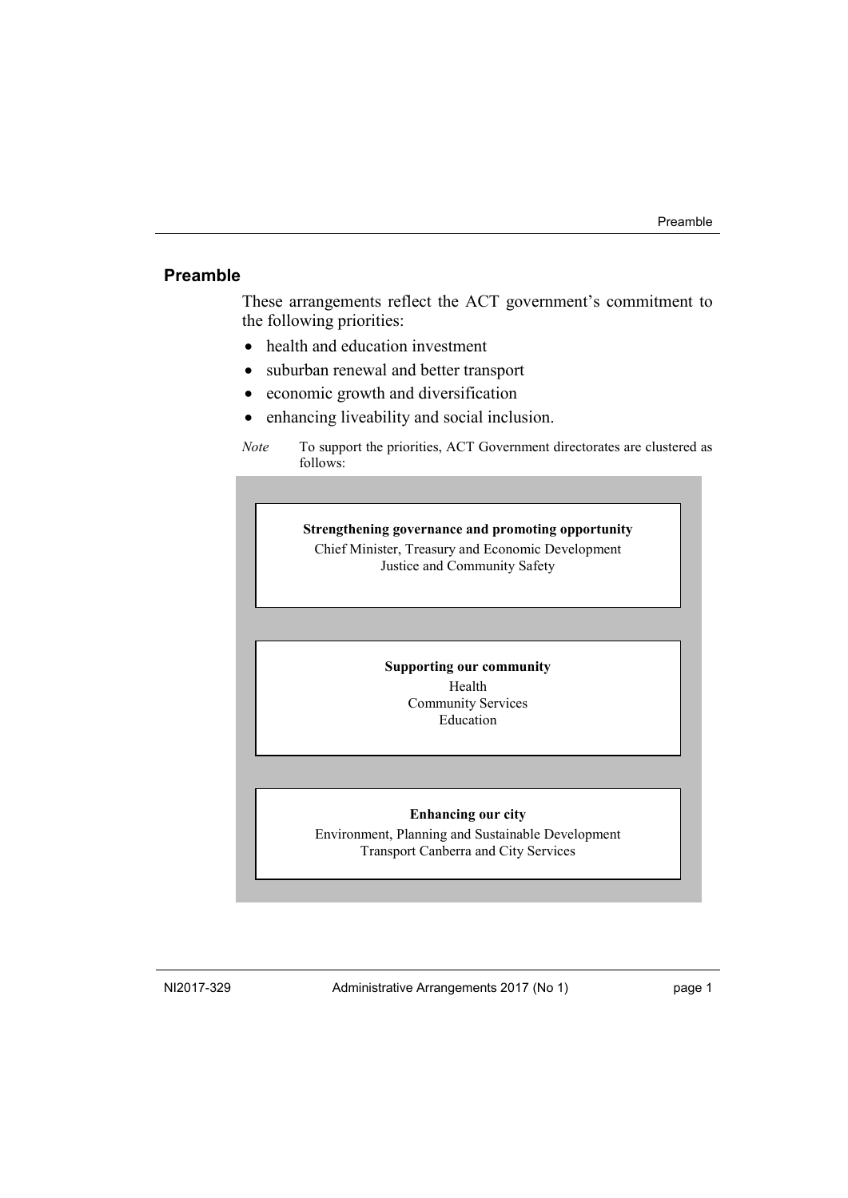## Preamble

These arrangements reflect the ACT government's commitment to the following priorities:

- health and education investment
- suburban renewal and better transport
- economic growth and diversification
- enhancing liveability and social inclusion.

*Note* To support the priorities, ACT Government directorates are clustered as follows:

**Strengthening governance and promoting opportunity**
Chief Minister, Treasury and Economic Development
Justice and Community Safety

**Supporting our community**
Health
Community Services
Education

**Enhancing our city**
Environment, Planning and Sustainable Development
Transport Canberra and City Services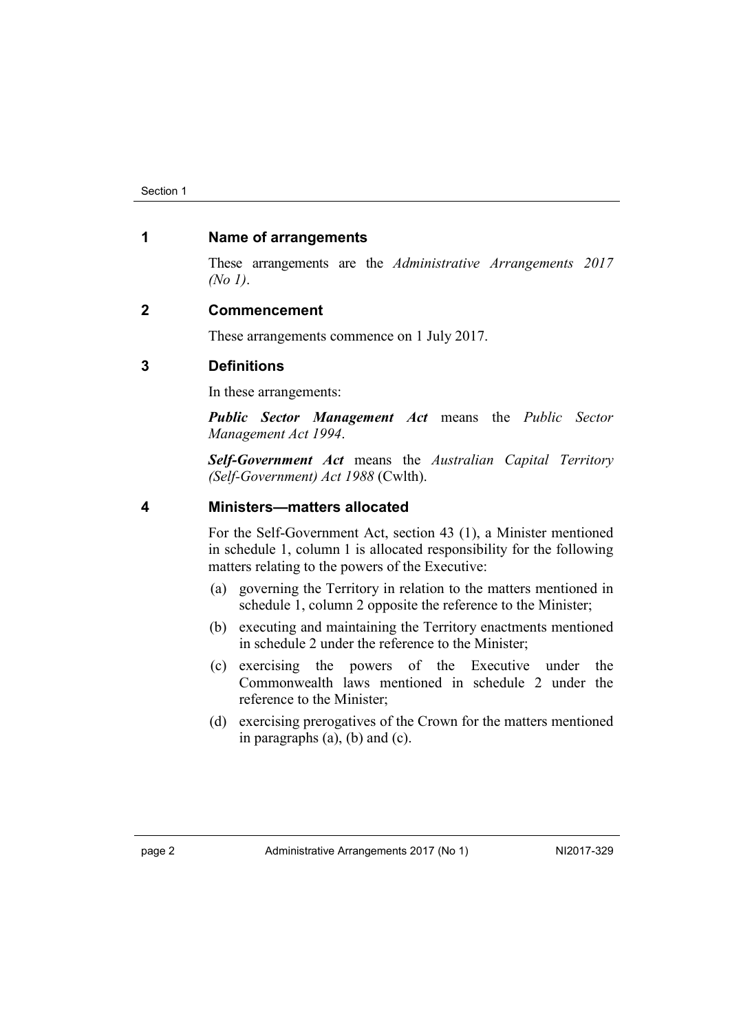## 1 Name of arrangements

These arrangements are the *Administrative Arrangements 2017 (No 1)*.

## 2 Commencement

These arrangements commence on 1 July 2017.

## 3 Definitions

In these arrangements:

***Public Sector Management Act*** means the *Public Sector Management Act 1994*.

***Self-Government Act*** means the *Australian Capital Territory (Self-Government) Act 1988* (Cwlth).

## 4 Ministers—matters allocated

For the Self-Government Act, section 43 (1), a Minister mentioned in schedule 1, column 1 is allocated responsibility for the following matters relating to the powers of the Executive:

(a) governing the Territory in relation to the matters mentioned in schedule 1, column 2 opposite the reference to the Minister;

(b) executing and maintaining the Territory enactments mentioned in schedule 2 under the reference to the Minister;

(c) exercising the powers of the Executive under the Commonwealth laws mentioned in schedule 2 under the reference to the Minister;

(d) exercising prerogatives of the Crown for the matters mentioned in paragraphs (a), (b) and (c).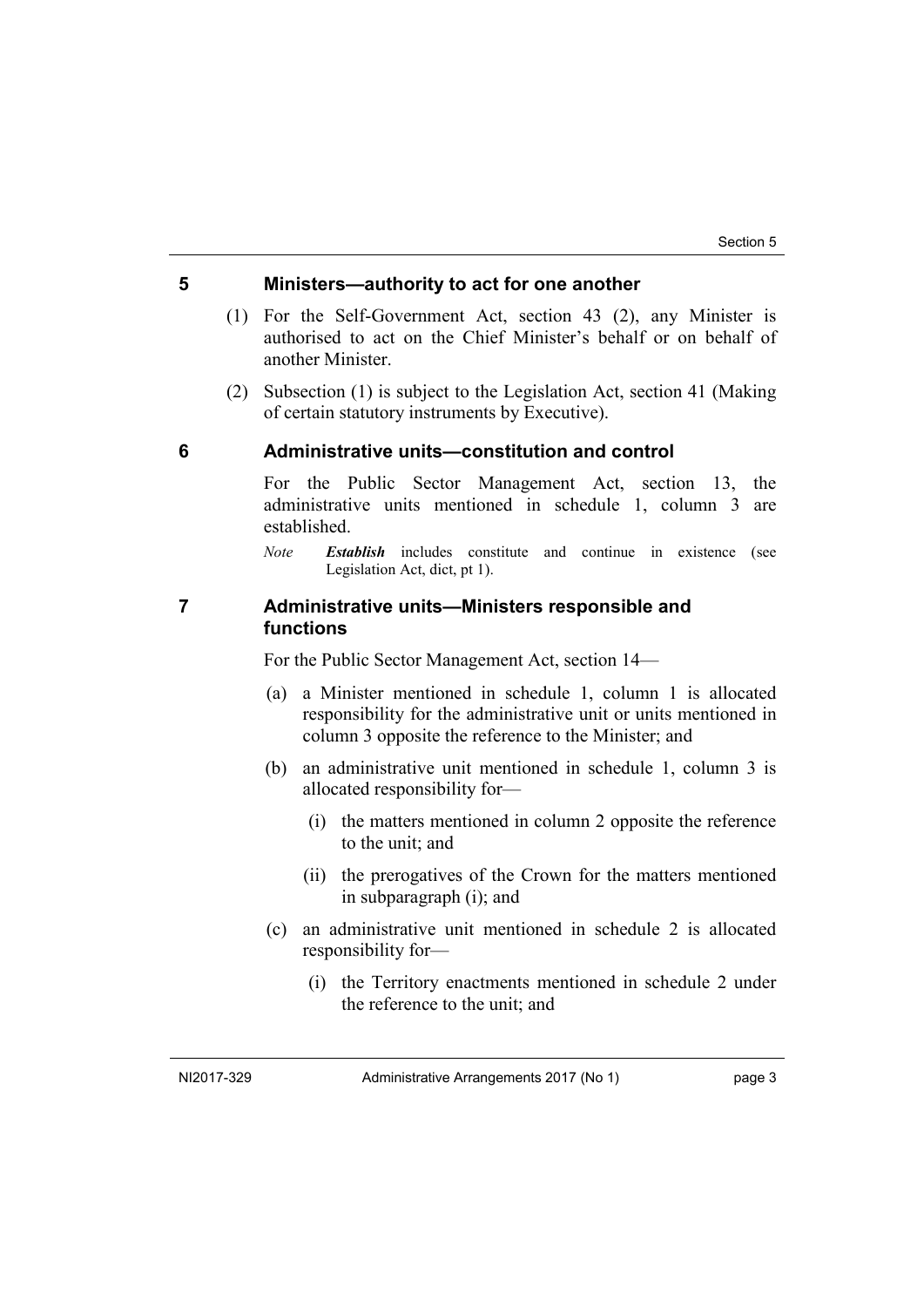## 5 Ministers—authority to act for one another

(1) For the Self-Government Act, section 43 (2), any Minister is authorised to act on the Chief Minister's behalf or on behalf of another Minister.

(2) Subsection (1) is subject to the Legislation Act, section 41 (Making of certain statutory instruments by Executive).

## 6 Administrative units—constitution and control

For the Public Sector Management Act, section 13, the administrative units mentioned in schedule 1, column 3 are established.

*Note* ***Establish*** includes constitute and continue in existence (see Legislation Act, dict, pt 1).

## 7 Administrative units—Ministers responsible and functions

For the Public Sector Management Act, section 14—

(a) a Minister mentioned in schedule 1, column 1 is allocated responsibility for the administrative unit or units mentioned in column 3 opposite the reference to the Minister; and

(b) an administrative unit mentioned in schedule 1, column 3 is allocated responsibility for—

(i) the matters mentioned in column 2 opposite the reference to the unit; and

(ii) the prerogatives of the Crown for the matters mentioned in subparagraph (i); and

(c) an administrative unit mentioned in schedule 2 is allocated responsibility for—

(i) the Territory enactments mentioned in schedule 2 under the reference to the unit; and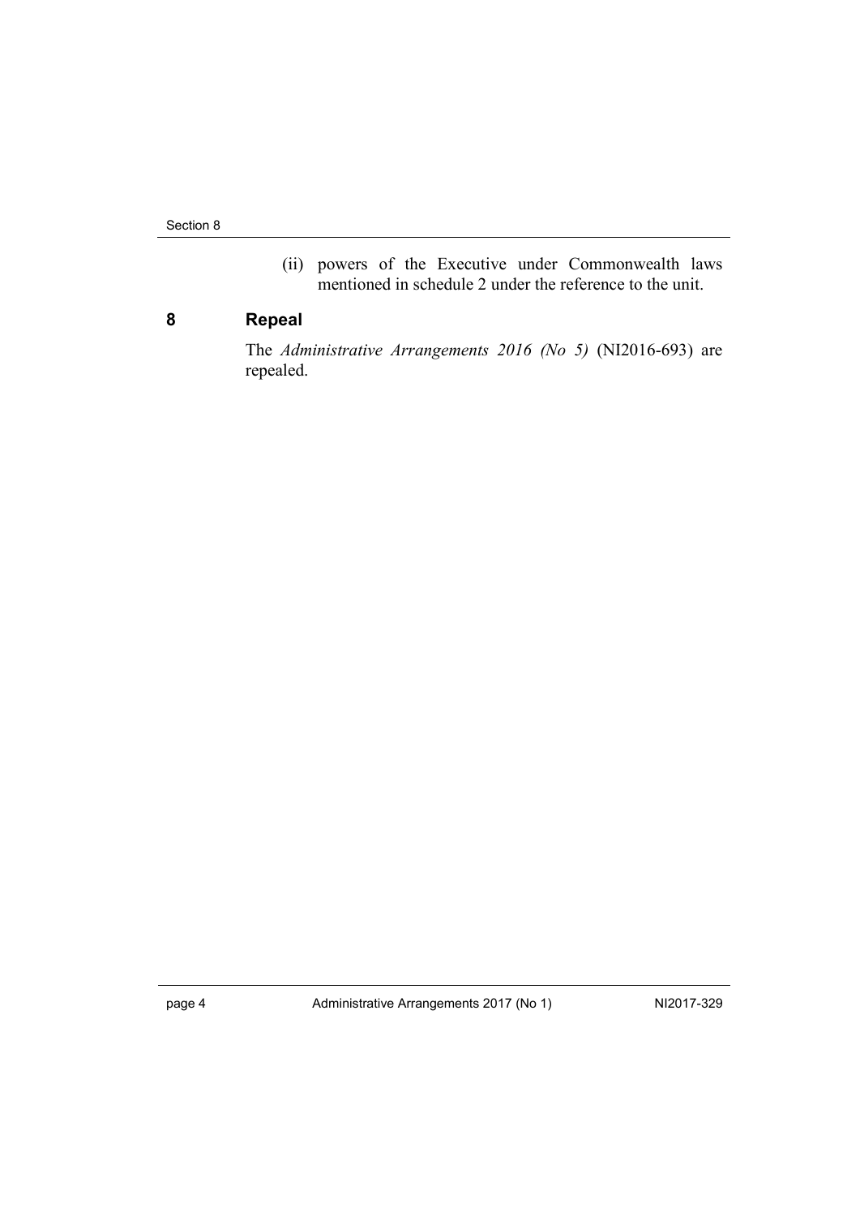(ii) powers of the Executive under Commonwealth laws mentioned in schedule 2 under the reference to the unit.

## 8 Repeal

The *Administrative Arrangements 2016 (No 5)* (NI2016-693) are repealed.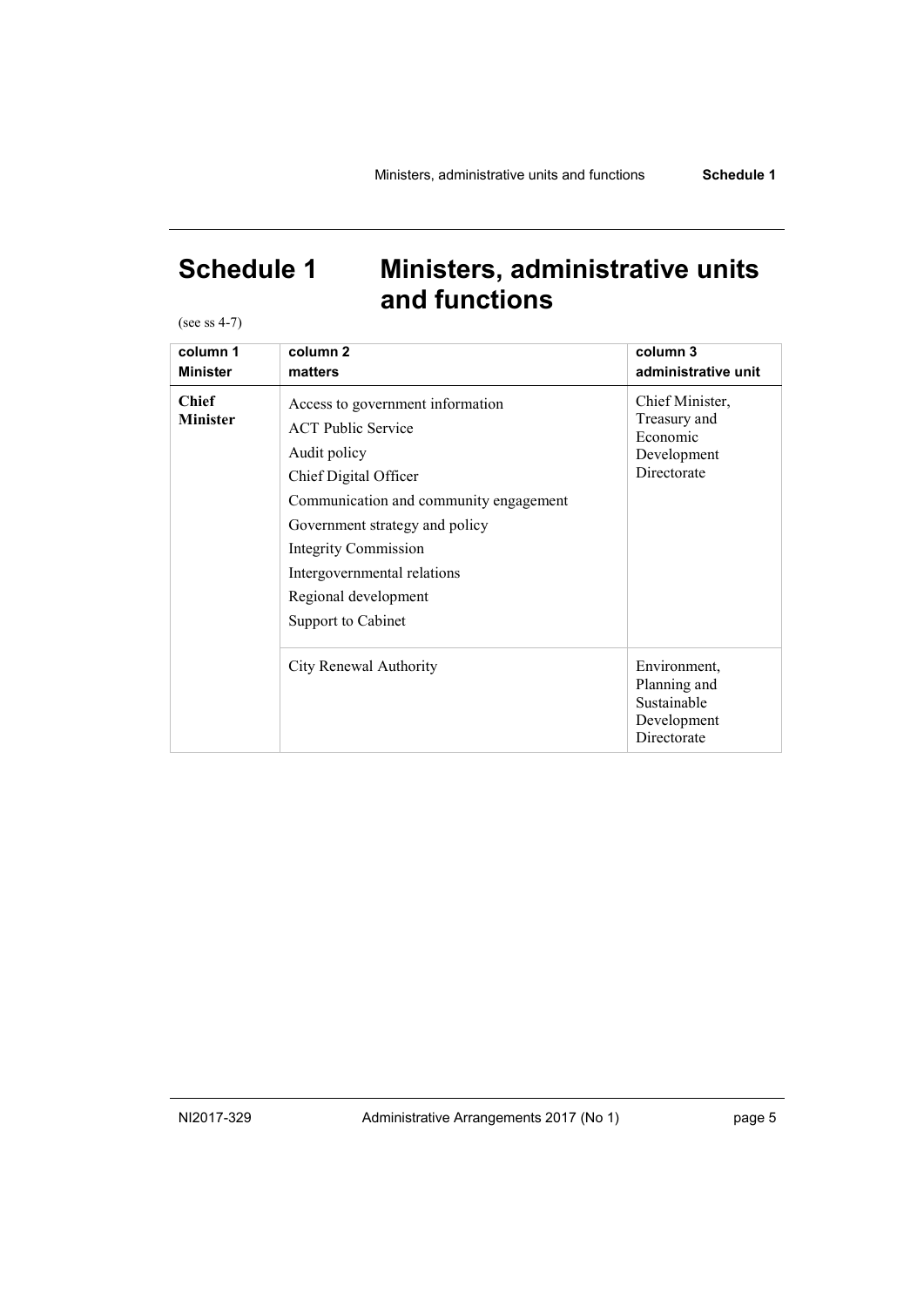# Schedule 1 Ministers, administrative units and functions

(see ss 4-7)

| column 1 Minister | column 2 matters | column 3 administrative unit |
|---|---|---|
| **Chief Minister** | Access to government information<br>ACT Public Service<br>Audit policy<br>Chief Digital Officer<br>Communication and community engagement<br>Government strategy and policy<br>Integrity Commission<br>Intergovernmental relations<br>Regional development<br>Support to Cabinet | Chief Minister, Treasury and Economic Development Directorate |
| | City Renewal Authority | Environment, Planning and Sustainable Development Directorate |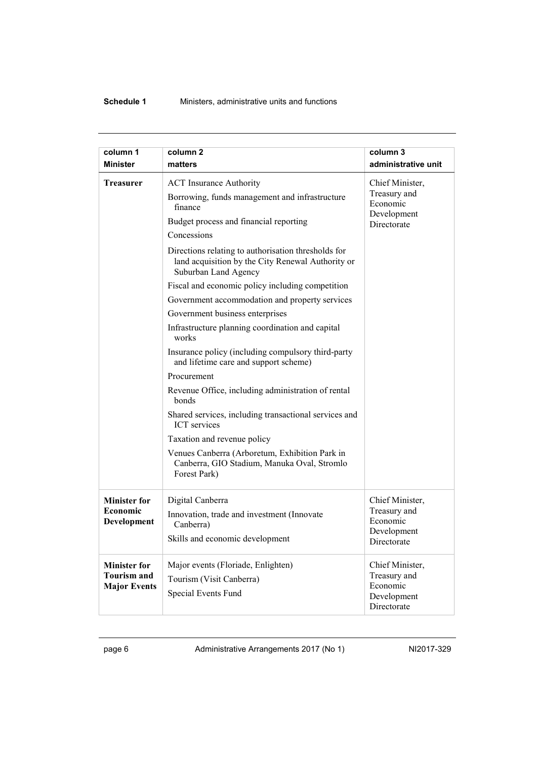| column 1<br>Minister | column 2<br>matters | column 3<br>administrative unit |
|---|---|---|
| **Treasurer** | ACT Insurance Authority<br>Borrowing, funds management and infrastructure finance<br>Budget process and financial reporting<br>Concessions<br>Directions relating to authorisation thresholds for land acquisition by the City Renewal Authority or Suburban Land Agency<br>Fiscal and economic policy including competition<br>Government accommodation and property services<br>Government business enterprises<br>Infrastructure planning coordination and capital works<br>Insurance policy (including compulsory third-party and lifetime care and support scheme)<br>Procurement<br>Revenue Office, including administration of rental bonds<br>Shared services, including transactional services and ICT services<br>Taxation and revenue policy<br>Venues Canberra (Arboretum, Exhibition Park in Canberra, GIO Stadium, Manuka Oval, Stromlo Forest Park) | Chief Minister, Treasury and Economic Development Directorate |
| **Minister for Economic Development** | Digital Canberra<br>Innovation, trade and investment (Innovate Canberra)<br>Skills and economic development | Chief Minister, Treasury and Economic Development Directorate |
| **Minister for Tourism and Major Events** | Major events (Floriade, Enlighten)<br>Tourism (Visit Canberra)<br>Special Events Fund | Chief Minister, Treasury and Economic Development Directorate |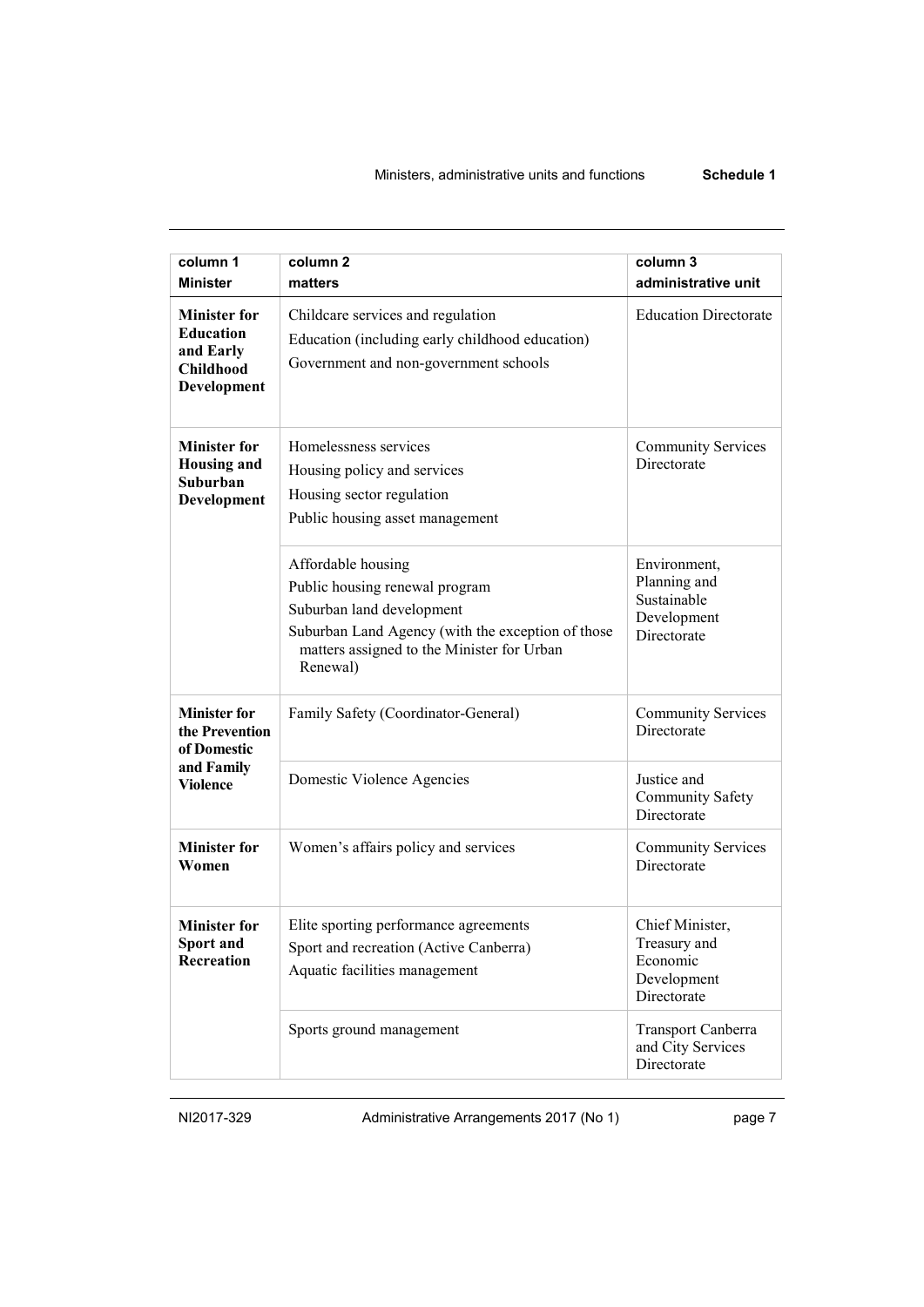| column 1<br>**Minister** | column 2<br>**matters** | column 3<br>**administrative unit** |
|---|---|---|
| **Minister for Education and Early Childhood Development** | Childcare services and regulation<br>Education (including early childhood education)<br>Government and non-government schools | Education Directorate |
| **Minister for Housing and Suburban Development** | Homelessness services<br>Housing policy and services<br>Housing sector regulation<br>Public housing asset management | Community Services Directorate |
| | Affordable housing<br>Public housing renewal program<br>Suburban land development<br>Suburban Land Agency (with the exception of those matters assigned to the Minister for Urban Renewal) | Environment, Planning and Sustainable Development Directorate |
| **Minister for the Prevention of Domestic and Family Violence** | Family Safety (Coordinator-General) | Community Services Directorate |
| | Domestic Violence Agencies | Justice and Community Safety Directorate |
| **Minister for Women** | Women's affairs policy and services | Community Services Directorate |
| **Minister for Sport and Recreation** | Elite sporting performance agreements<br>Sport and recreation (Active Canberra)<br>Aquatic facilities management | Chief Minister, Treasury and Economic Development Directorate |
| | Sports ground management | Transport Canberra and City Services Directorate |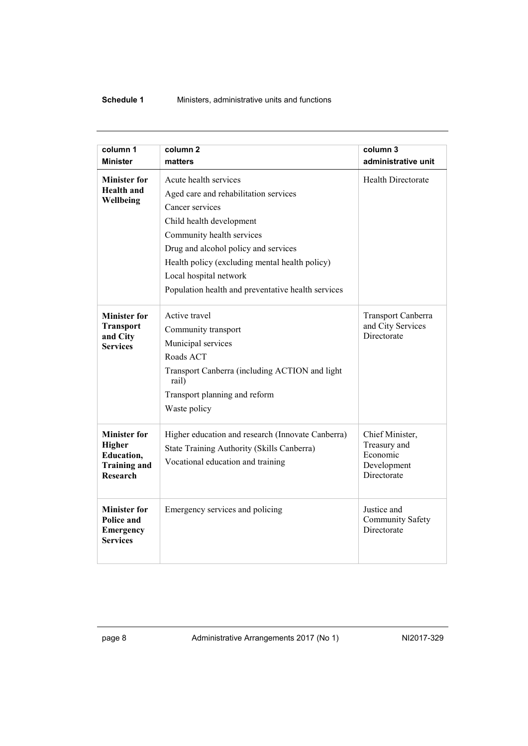| column 1<br>Minister | column 2<br>matters | column 3<br>administrative unit |
|---|---|---|
| **Minister for Health and Wellbeing** | Acute health services<br>Aged care and rehabilitation services<br>Cancer services<br>Child health development<br>Community health services<br>Drug and alcohol policy and services<br>Health policy (excluding mental health policy)<br>Local hospital network<br>Population health and preventative health services | Health Directorate |
| **Minister for Transport and City Services** | Active travel<br>Community transport<br>Municipal services<br>Roads ACT<br>Transport Canberra (including ACTION and light rail)<br>Transport planning and reform<br>Waste policy | Transport Canberra and City Services Directorate |
| **Minister for Higher Education, Training and Research** | Higher education and research (Innovate Canberra)<br>State Training Authority (Skills Canberra)<br>Vocational education and training | Chief Minister, Treasury and Economic Development Directorate |
| **Minister for Police and Emergency Services** | Emergency services and policing | Justice and Community Safety Directorate |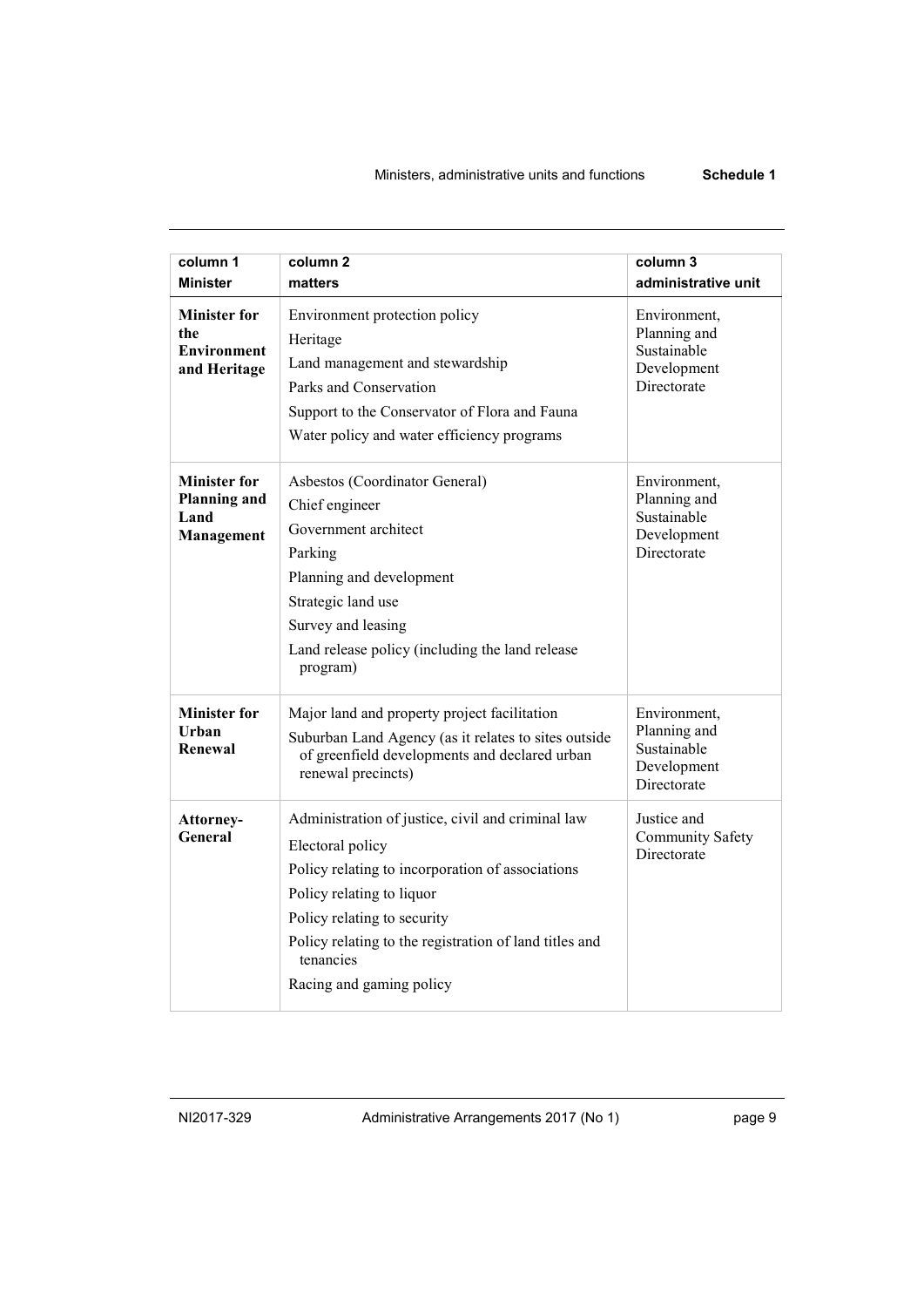| column 1<br>Minister | column 2<br>matters | column 3<br>administrative unit |
|---|---|---|
| **Minister for the Environment and Heritage** | Environment protection policy<br>Heritage<br>Land management and stewardship<br>Parks and Conservation<br>Support to the Conservator of Flora and Fauna<br>Water policy and water efficiency programs | Environment, Planning and Sustainable Development Directorate |
| **Minister for Planning and Land Management** | Asbestos (Coordinator General)<br>Chief engineer<br>Government architect<br>Parking<br>Planning and development<br>Strategic land use<br>Survey and leasing<br>Land release policy (including the land release program) | Environment, Planning and Sustainable Development Directorate |
| **Minister for Urban Renewal** | Major land and property project facilitation<br>Suburban Land Agency (as it relates to sites outside of greenfield developments and declared urban renewal precincts) | Environment, Planning and Sustainable Development Directorate |
| **Attorney-General** | Administration of justice, civil and criminal law<br>Electoral policy<br>Policy relating to incorporation of associations<br>Policy relating to liquor<br>Policy relating to security<br>Policy relating to the registration of land titles and tenancies<br>Racing and gaming policy | Justice and Community Safety Directorate |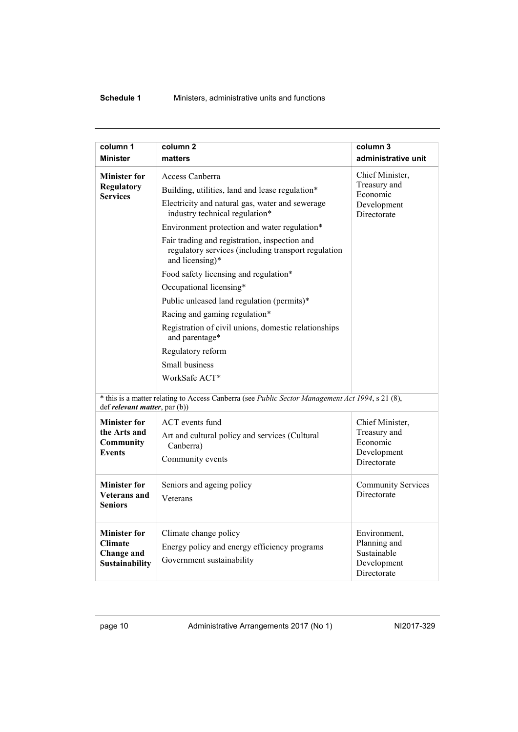| column 1 Minister | column 2 matters | column 3 administrative unit |
|---|---|---|
| **Minister for Regulatory Services** | Access Canberra<br>Building, utilities, land and lease regulation*<br>Electricity and natural gas, water and sewerage industry technical regulation*<br>Environment protection and water regulation*<br>Fair trading and registration, inspection and regulatory services (including transport regulation and licensing)*<br>Food safety licensing and regulation*<br>Occupational licensing*<br>Public unleased land regulation (permits)*<br>Racing and gaming regulation*<br>Registration of civil unions, domestic relationships and parentage*<br>Regulatory reform<br>Small business<br>WorkSafe ACT* | Chief Minister, Treasury and Economic Development Directorate |
| * this is a matter relating to Access Canberra (see *Public Sector Management Act 1994*, s 21 (8), def ***relevant matter***, par (b)) | | |
| **Minister for the Arts and Community Events** | ACT events fund<br>Art and cultural policy and services (Cultural Canberra)<br>Community events | Chief Minister, Treasury and Economic Development Directorate |
| **Minister for Veterans and Seniors** | Seniors and ageing policy<br>Veterans | Community Services Directorate |
| **Minister for Climate Change and Sustainability** | Climate change policy<br>Energy policy and energy efficiency programs<br>Government sustainability | Environment, Planning and Sustainable Development Directorate |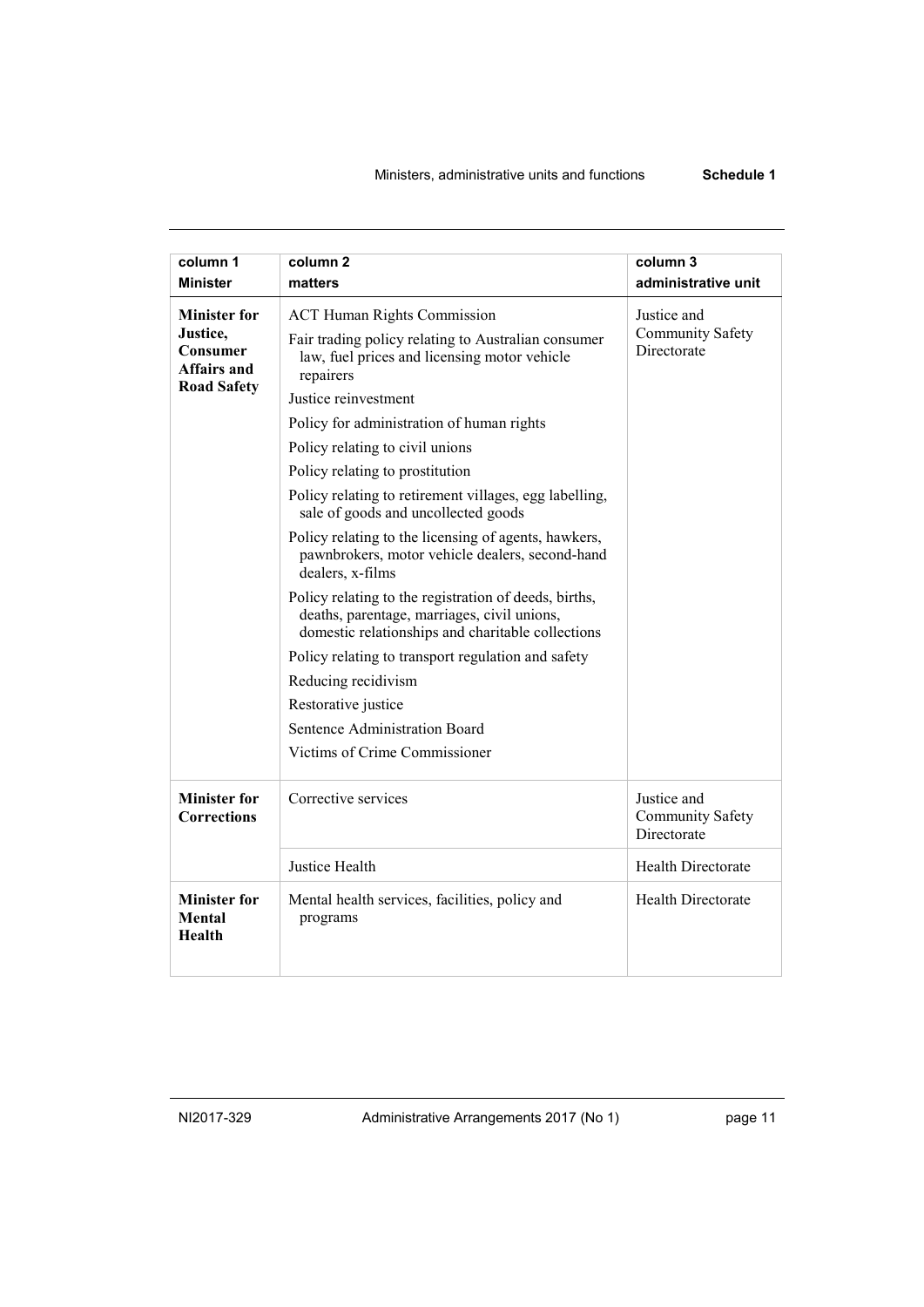| column 1<br>Minister | column 2<br>matters | column 3<br>administrative unit |
|---|---|---|
| **Minister for Justice, Consumer Affairs and Road Safety** | ACT Human Rights Commission<br>Fair trading policy relating to Australian consumer law, fuel prices and licensing motor vehicle repairers<br>Justice reinvestment<br>Policy for administration of human rights<br>Policy relating to civil unions<br>Policy relating to prostitution<br>Policy relating to retirement villages, egg labelling, sale of goods and uncollected goods<br>Policy relating to the licensing of agents, hawkers, pawnbrokers, motor vehicle dealers, second-hand dealers, x-films<br>Policy relating to the registration of deeds, births, deaths, parentage, marriages, civil unions, domestic relationships and charitable collections<br>Policy relating to transport regulation and safety<br>Reducing recidivism<br>Restorative justice<br>Sentence Administration Board<br>Victims of Crime Commissioner | Justice and Community Safety Directorate |
| **Minister for Corrections** | Corrective services | Justice and Community Safety Directorate |
| | Justice Health | Health Directorate |
| **Minister for Mental Health** | Mental health services, facilities, policy and programs | Health Directorate |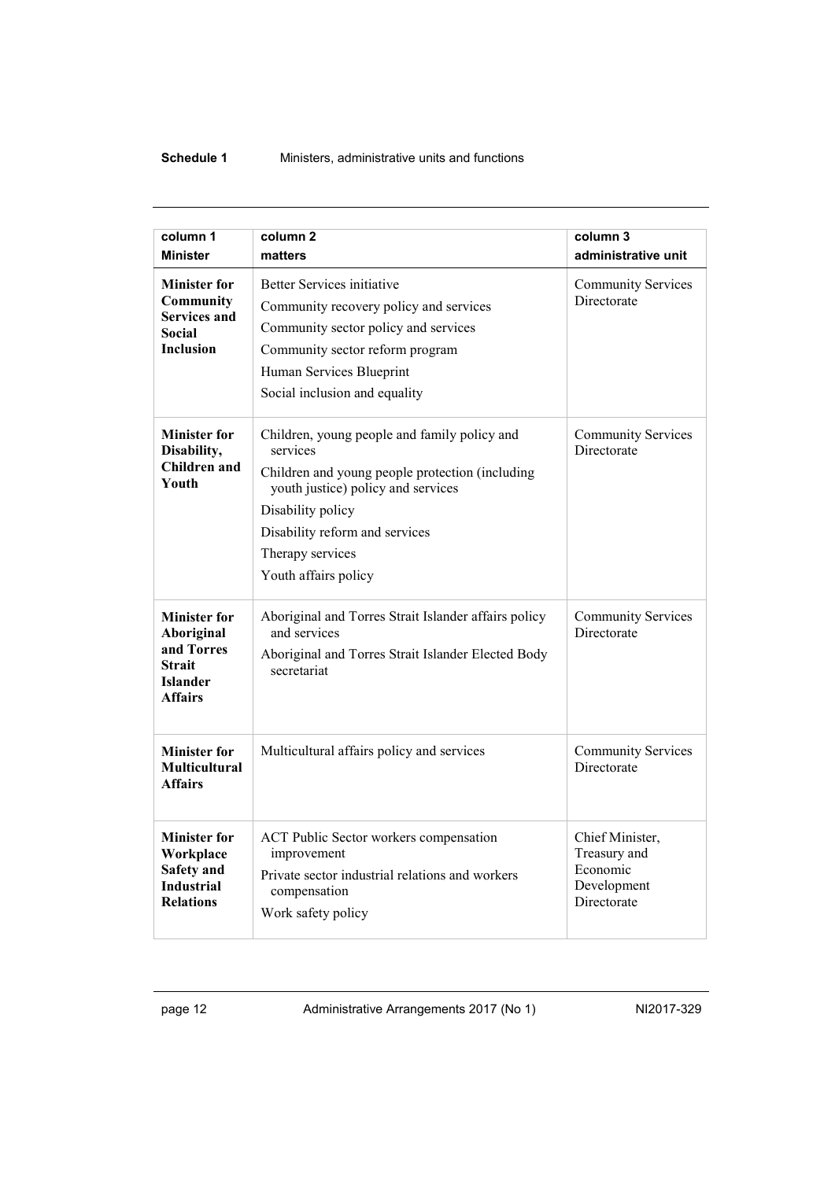| column 1<br>Minister | column 2<br>matters | column 3<br>administrative unit |
|---|---|---|
| **Minister for Community Services and Social Inclusion** | Better Services initiative<br>Community recovery policy and services<br>Community sector policy and services<br>Community sector reform program<br>Human Services Blueprint<br>Social inclusion and equality | Community Services Directorate |
| **Minister for Disability, Children and Youth** | Children, young people and family policy and services<br>Children and young people protection (including youth justice) policy and services<br>Disability policy<br>Disability reform and services<br>Therapy services<br>Youth affairs policy | Community Services Directorate |
| **Minister for Aboriginal and Torres Strait Islander Affairs** | Aboriginal and Torres Strait Islander affairs policy and services<br>Aboriginal and Torres Strait Islander Elected Body secretariat | Community Services Directorate |
| **Minister for Multicultural Affairs** | Multicultural affairs policy and services | Community Services Directorate |
| **Minister for Workplace Safety and Industrial Relations** | ACT Public Sector workers compensation improvement<br>Private sector industrial relations and workers compensation<br>Work safety policy | Chief Minister, Treasury and Economic Development Directorate |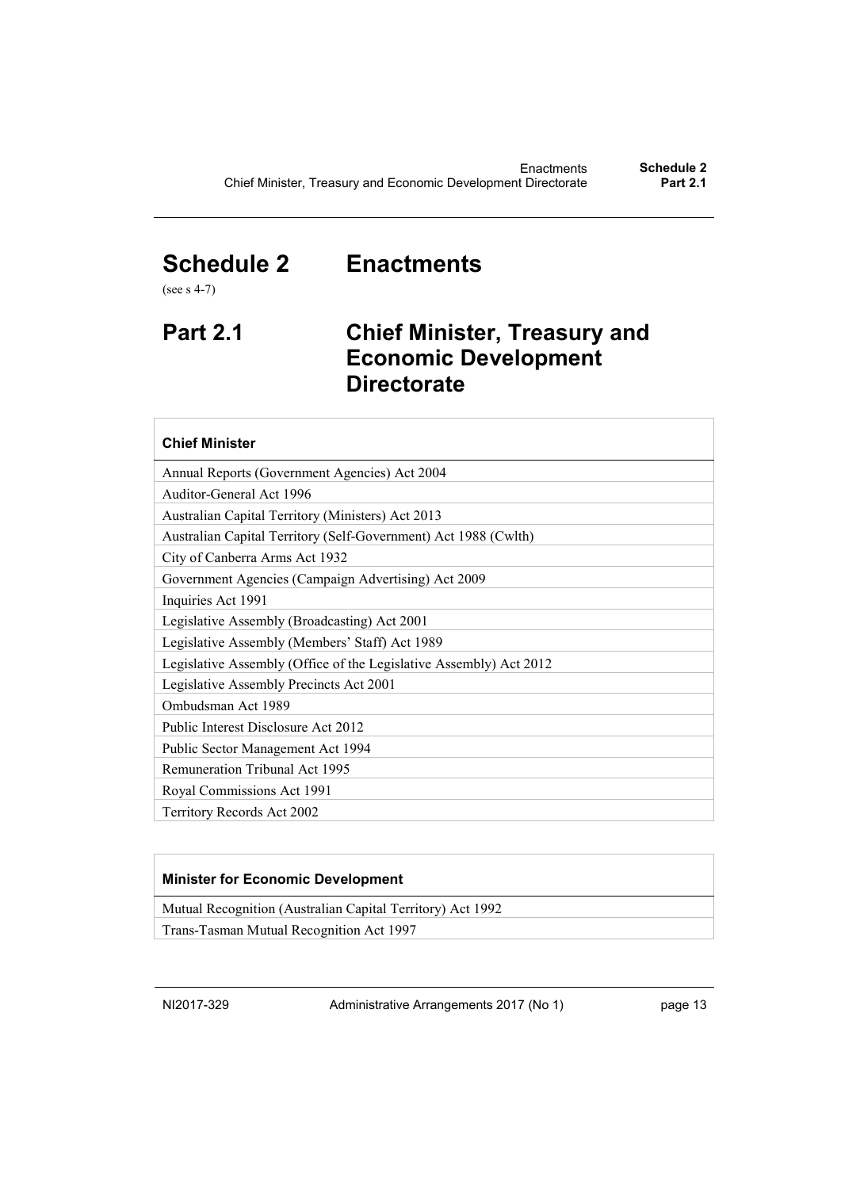# Schedule 2 Enactments

(see s 4-7)

## Part 2.1 Chief Minister, Treasury and Economic Development Directorate

| **Chief Minister** |
| --- |
| Annual Reports (Government Agencies) Act 2004 |
| Auditor-General Act 1996 |
| Australian Capital Territory (Ministers) Act 2013 |
| Australian Capital Territory (Self-Government) Act 1988 (Cwlth) |
| City of Canberra Arms Act 1932 |
| Government Agencies (Campaign Advertising) Act 2009 |
| Inquiries Act 1991 |
| Legislative Assembly (Broadcasting) Act 2001 |
| Legislative Assembly (Members' Staff) Act 1989 |
| Legislative Assembly (Office of the Legislative Assembly) Act 2012 |
| Legislative Assembly Precincts Act 2001 |
| Ombudsman Act 1989 |
| Public Interest Disclosure Act 2012 |
| Public Sector Management Act 1994 |
| Remuneration Tribunal Act 1995 |
| Royal Commissions Act 1991 |
| Territory Records Act 2002 |

| **Minister for Economic Development** |
| --- |
| Mutual Recognition (Australian Capital Territory) Act 1992 |
| Trans-Tasman Mutual Recognition Act 1997 |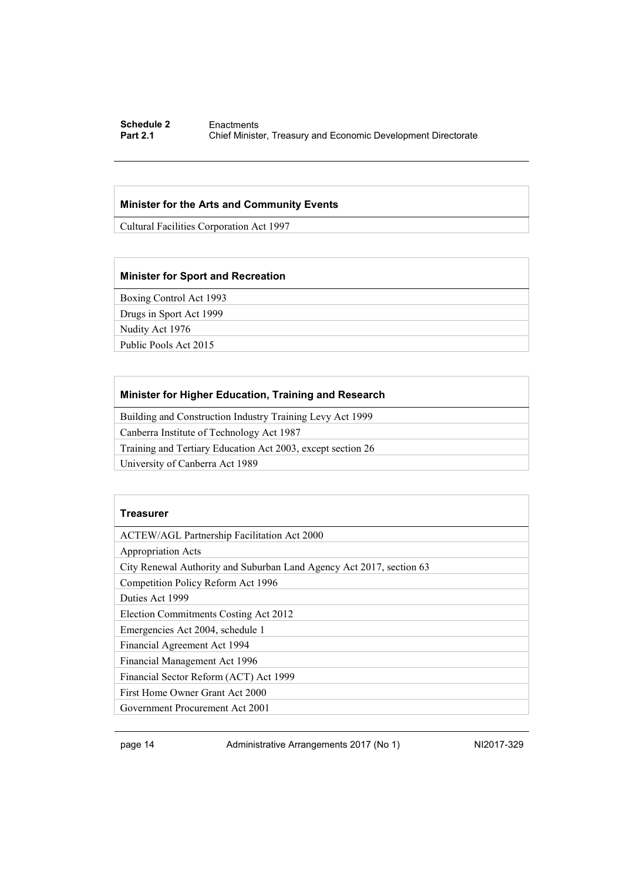| Minister for the Arts and Community Events |
| --- |
| Cultural Facilities Corporation Act 1997 |

| Minister for Sport and Recreation |
| --- |
| Boxing Control Act 1993 |
| Drugs in Sport Act 1999 |
| Nudity Act 1976 |
| Public Pools Act 2015 |

| Minister for Higher Education, Training and Research |
| --- |
| Building and Construction Industry Training Levy Act 1999 |
| Canberra Institute of Technology Act 1987 |
| Training and Tertiary Education Act 2003, except section 26 |
| University of Canberra Act 1989 |

| Treasurer |
| --- |
| ACTEW/AGL Partnership Facilitation Act 2000 |
| Appropriation Acts |
| City Renewal Authority and Suburban Land Agency Act 2017, section 63 |
| Competition Policy Reform Act 1996 |
| Duties Act 1999 |
| Election Commitments Costing Act 2012 |
| Emergencies Act 2004, schedule 1 |
| Financial Agreement Act 1994 |
| Financial Management Act 1996 |
| Financial Sector Reform (ACT) Act 1999 |
| First Home Owner Grant Act 2000 |
| Government Procurement Act 2001 |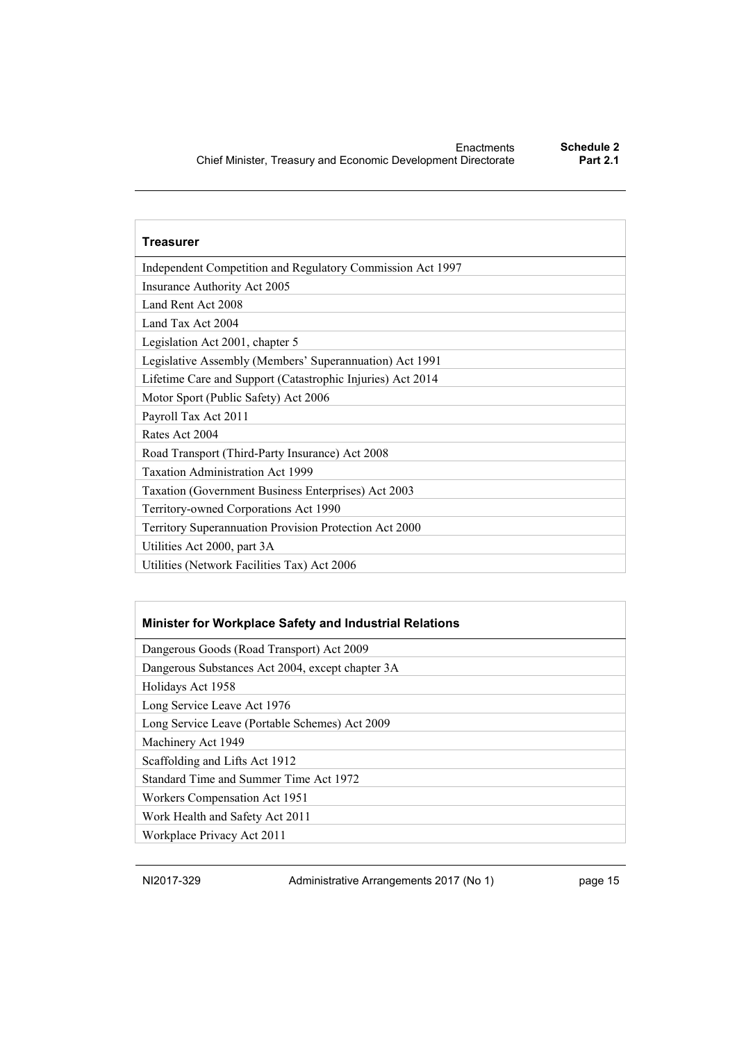| Treasurer |
| --- |
| Independent Competition and Regulatory Commission Act 1997 |
| Insurance Authority Act 2005 |
| Land Rent Act 2008 |
| Land Tax Act 2004 |
| Legislation Act 2001, chapter 5 |
| Legislative Assembly (Members' Superannuation) Act 1991 |
| Lifetime Care and Support (Catastrophic Injuries) Act 2014 |
| Motor Sport (Public Safety) Act 2006 |
| Payroll Tax Act 2011 |
| Rates Act 2004 |
| Road Transport (Third-Party Insurance) Act 2008 |
| Taxation Administration Act 1999 |
| Taxation (Government Business Enterprises) Act 2003 |
| Territory-owned Corporations Act 1990 |
| Territory Superannuation Provision Protection Act 2000 |
| Utilities Act 2000, part 3A |
| Utilities (Network Facilities Tax) Act 2006 |

| Minister for Workplace Safety and Industrial Relations |
| --- |
| Dangerous Goods (Road Transport) Act 2009 |
| Dangerous Substances Act 2004, except chapter 3A |
| Holidays Act 1958 |
| Long Service Leave Act 1976 |
| Long Service Leave (Portable Schemes) Act 2009 |
| Machinery Act 1949 |
| Scaffolding and Lifts Act 1912 |
| Standard Time and Summer Time Act 1972 |
| Workers Compensation Act 1951 |
| Work Health and Safety Act 2011 |
| Workplace Privacy Act 2011 |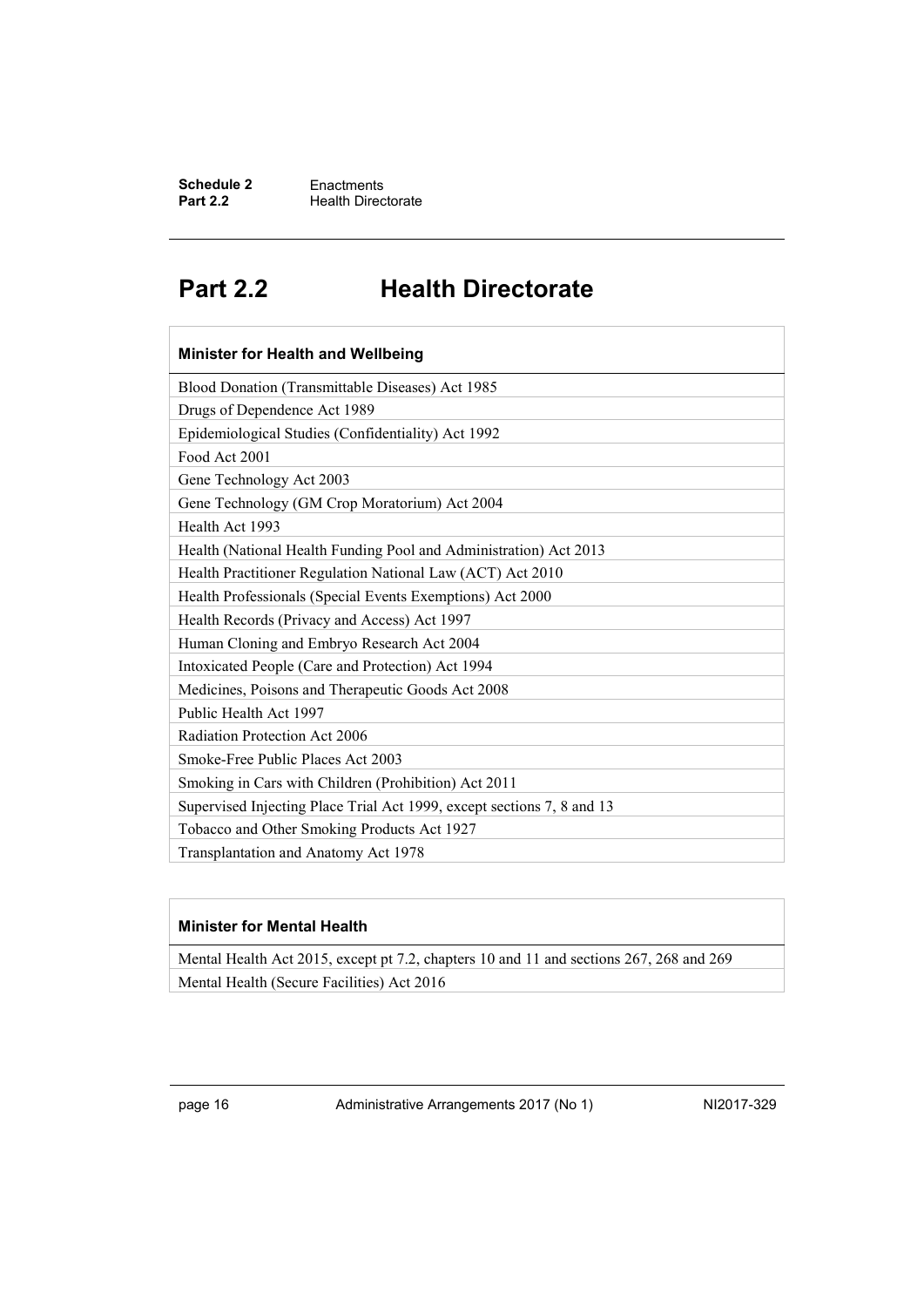# Part 2.2 Health Directorate

| Minister for Health and Wellbeing |
|---|
| Blood Donation (Transmittable Diseases) Act 1985 |
| Drugs of Dependence Act 1989 |
| Epidemiological Studies (Confidentiality) Act 1992 |
| Food Act 2001 |
| Gene Technology Act 2003 |
| Gene Technology (GM Crop Moratorium) Act 2004 |
| Health Act 1993 |
| Health (National Health Funding Pool and Administration) Act 2013 |
| Health Practitioner Regulation National Law (ACT) Act 2010 |
| Health Professionals (Special Events Exemptions) Act 2000 |
| Health Records (Privacy and Access) Act 1997 |
| Human Cloning and Embryo Research Act 2004 |
| Intoxicated People (Care and Protection) Act 1994 |
| Medicines, Poisons and Therapeutic Goods Act 2008 |
| Public Health Act 1997 |
| Radiation Protection Act 2006 |
| Smoke-Free Public Places Act 2003 |
| Smoking in Cars with Children (Prohibition) Act 2011 |
| Supervised Injecting Place Trial Act 1999, except sections 7, 8 and 13 |
| Tobacco and Other Smoking Products Act 1927 |
| Transplantation and Anatomy Act 1978 |

| Minister for Mental Health |
|---|
| Mental Health Act 2015, except pt 7.2, chapters 10 and 11 and sections 267, 268 and 269 |
| Mental Health (Secure Facilities) Act 2016 |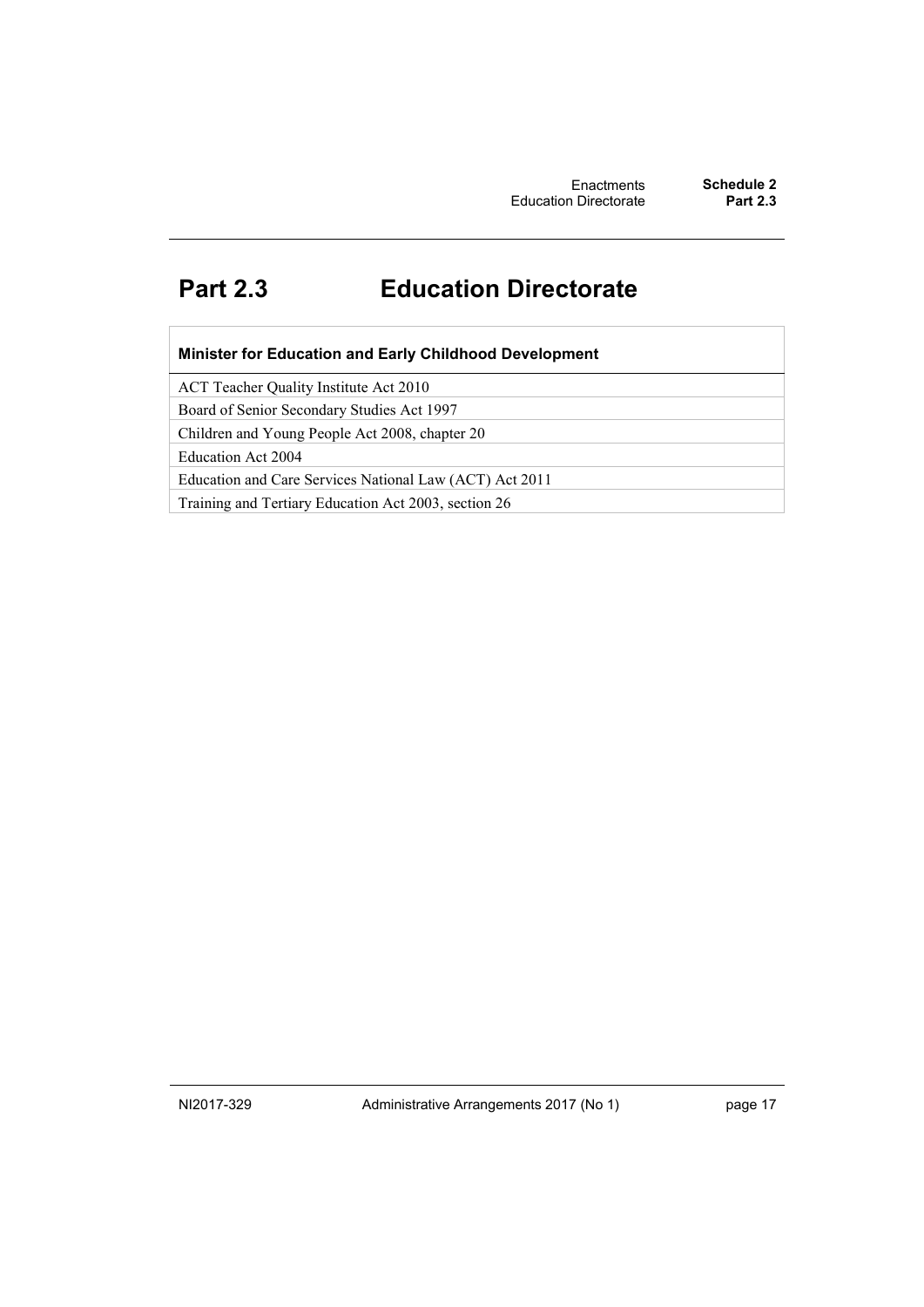## Part 2.3 Education Directorate

| Minister for Education and Early Childhood Development |
|---|
| ACT Teacher Quality Institute Act 2010 |
| Board of Senior Secondary Studies Act 1997 |
| Children and Young People Act 2008, chapter 20 |
| Education Act 2004 |
| Education and Care Services National Law (ACT) Act 2011 |
| Training and Tertiary Education Act 2003, section 26 |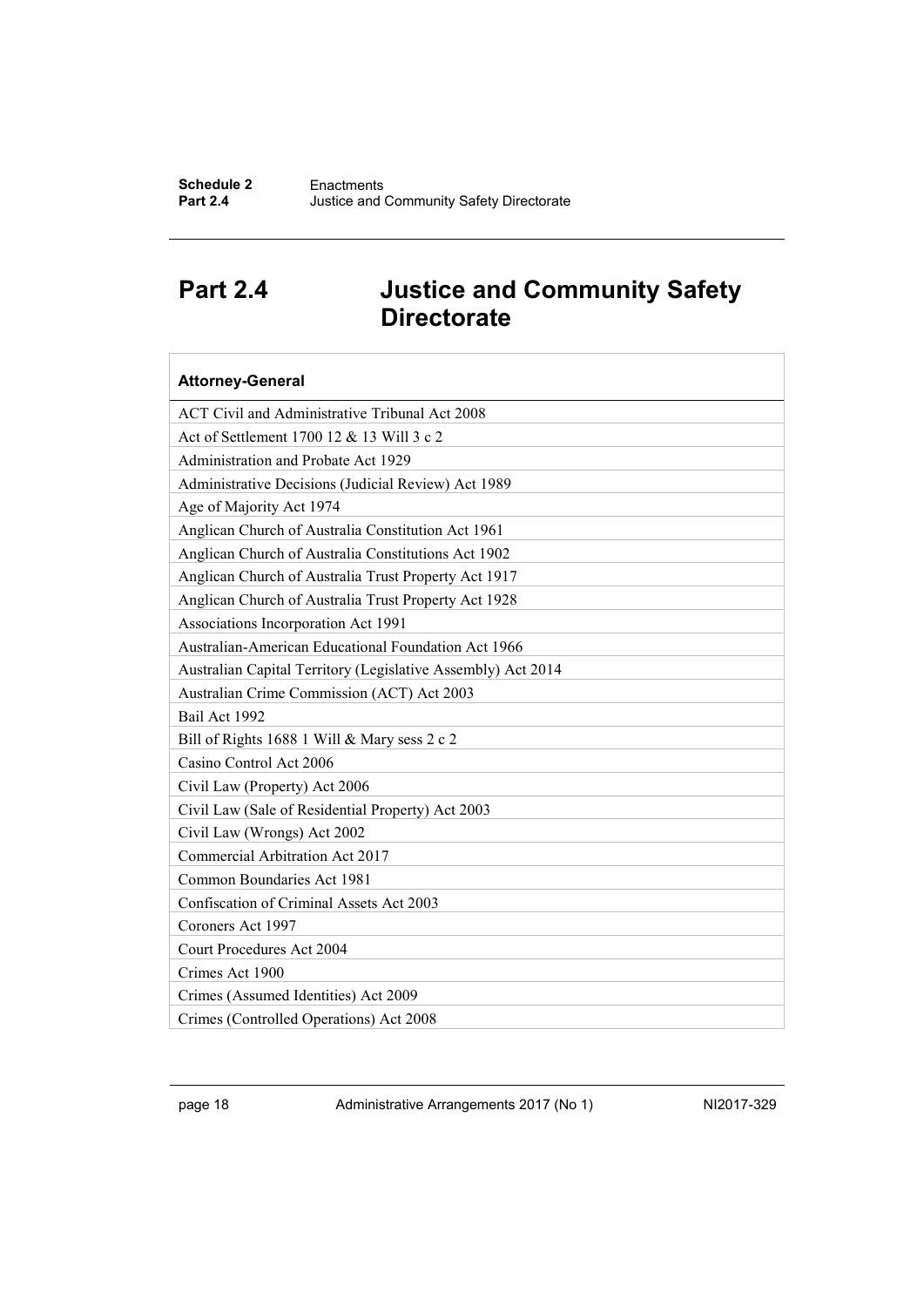# Part 2.4 Justice and Community Safety Directorate

| Attorney-General |
| --- |
| ACT Civil and Administrative Tribunal Act 2008 |
| Act of Settlement 1700 12 & 13 Will 3 c 2 |
| Administration and Probate Act 1929 |
| Administrative Decisions (Judicial Review) Act 1989 |
| Age of Majority Act 1974 |
| Anglican Church of Australia Constitution Act 1961 |
| Anglican Church of Australia Constitutions Act 1902 |
| Anglican Church of Australia Trust Property Act 1917 |
| Anglican Church of Australia Trust Property Act 1928 |
| Associations Incorporation Act 1991 |
| Australian-American Educational Foundation Act 1966 |
| Australian Capital Territory (Legislative Assembly) Act 2014 |
| Australian Crime Commission (ACT) Act 2003 |
| Bail Act 1992 |
| Bill of Rights 1688 1 Will & Mary sess 2 c 2 |
| Casino Control Act 2006 |
| Civil Law (Property) Act 2006 |
| Civil Law (Sale of Residential Property) Act 2003 |
| Civil Law (Wrongs) Act 2002 |
| Commercial Arbitration Act 2017 |
| Common Boundaries Act 1981 |
| Confiscation of Criminal Assets Act 2003 |
| Coroners Act 1997 |
| Court Procedures Act 2004 |
| Crimes Act 1900 |
| Crimes (Assumed Identities) Act 2009 |
| Crimes (Controlled Operations) Act 2008 |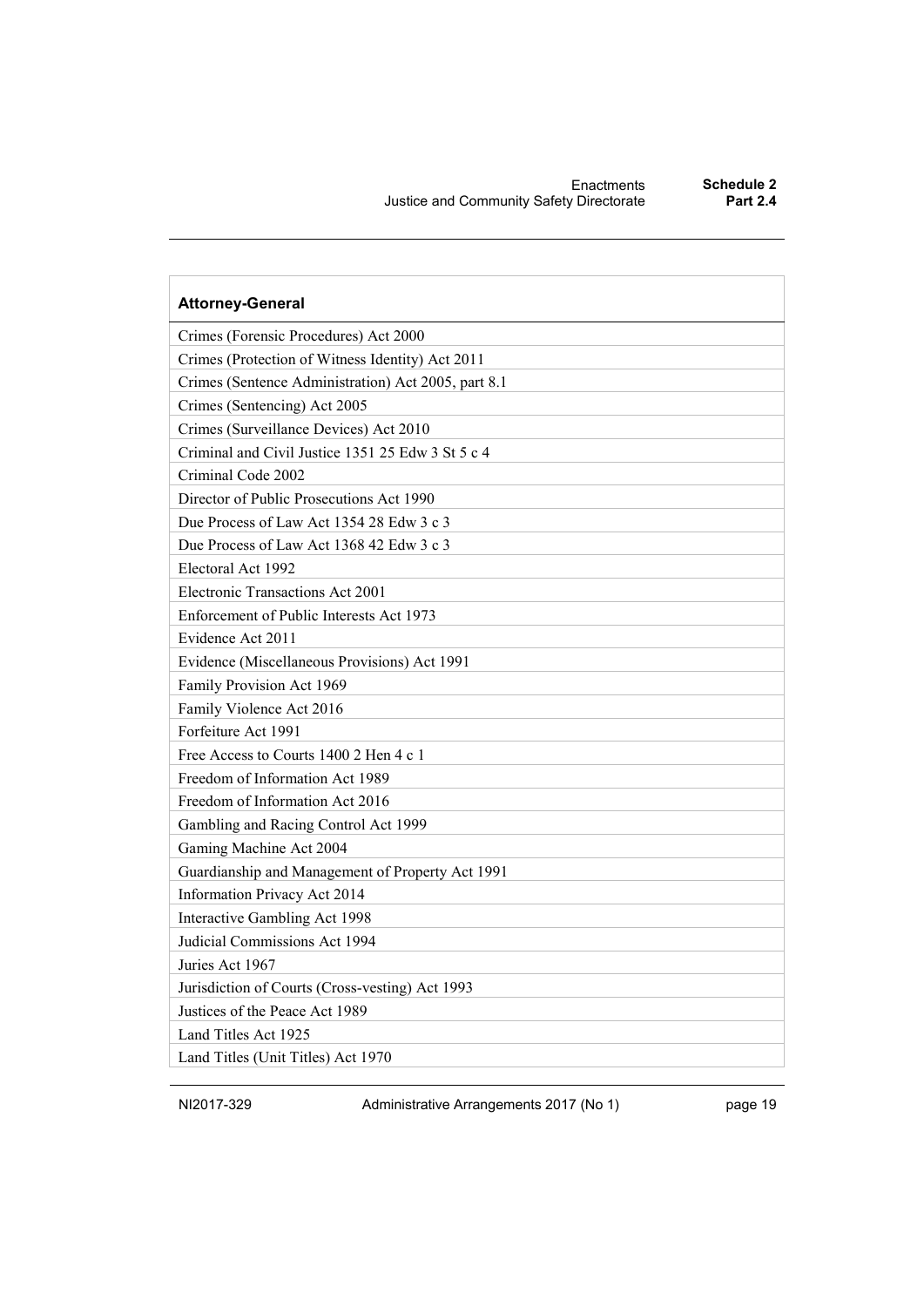| Attorney-General |
| --- |
| Crimes (Forensic Procedures) Act 2000 |
| Crimes (Protection of Witness Identity) Act 2011 |
| Crimes (Sentence Administration) Act 2005, part 8.1 |
| Crimes (Sentencing) Act 2005 |
| Crimes (Surveillance Devices) Act 2010 |
| Criminal and Civil Justice 1351 25 Edw 3 St 5 c 4 |
| Criminal Code 2002 |
| Director of Public Prosecutions Act 1990 |
| Due Process of Law Act 1354 28 Edw 3 c 3 |
| Due Process of Law Act 1368 42 Edw 3 c 3 |
| Electoral Act 1992 |
| Electronic Transactions Act 2001 |
| Enforcement of Public Interests Act 1973 |
| Evidence Act 2011 |
| Evidence (Miscellaneous Provisions) Act 1991 |
| Family Provision Act 1969 |
| Family Violence Act 2016 |
| Forfeiture Act 1991 |
| Free Access to Courts 1400 2 Hen 4 c 1 |
| Freedom of Information Act 1989 |
| Freedom of Information Act 2016 |
| Gambling and Racing Control Act 1999 |
| Gaming Machine Act 2004 |
| Guardianship and Management of Property Act 1991 |
| Information Privacy Act 2014 |
| Interactive Gambling Act 1998 |
| Judicial Commissions Act 1994 |
| Juries Act 1967 |
| Jurisdiction of Courts (Cross-vesting) Act 1993 |
| Justices of the Peace Act 1989 |
| Land Titles Act 1925 |
| Land Titles (Unit Titles) Act 1970 |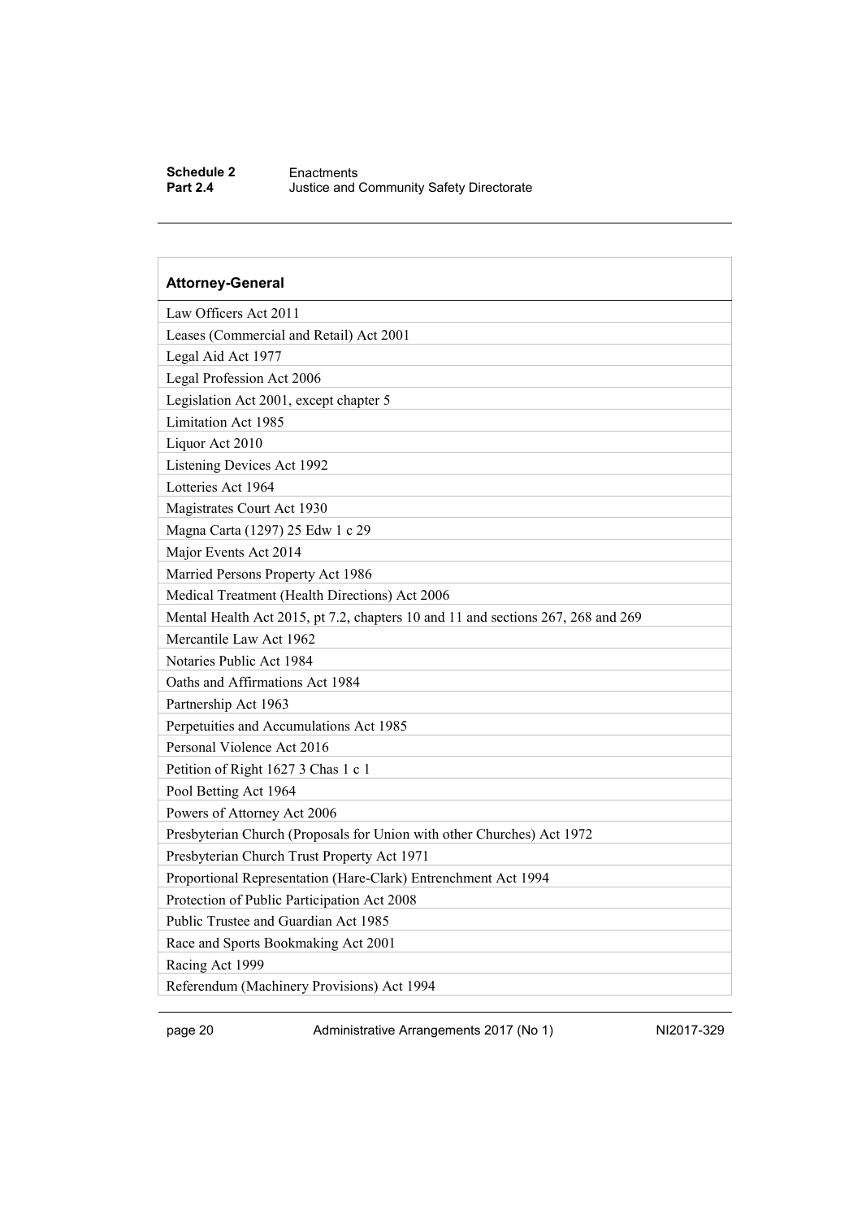| Attorney-General |
|---|
| Law Officers Act 2011 |
| Leases (Commercial and Retail) Act 2001 |
| Legal Aid Act 1977 |
| Legal Profession Act 2006 |
| Legislation Act 2001, except chapter 5 |
| Limitation Act 1985 |
| Liquor Act 2010 |
| Listening Devices Act 1992 |
| Lotteries Act 1964 |
| Magistrates Court Act 1930 |
| Magna Carta (1297) 25 Edw 1 c 29 |
| Major Events Act 2014 |
| Married Persons Property Act 1986 |
| Medical Treatment (Health Directions) Act 2006 |
| Mental Health Act 2015, pt 7.2, chapters 10 and 11 and sections 267, 268 and 269 |
| Mercantile Law Act 1962 |
| Notaries Public Act 1984 |
| Oaths and Affirmations Act 1984 |
| Partnership Act 1963 |
| Perpetuities and Accumulations Act 1985 |
| Personal Violence Act 2016 |
| Petition of Right 1627 3 Chas 1 c 1 |
| Pool Betting Act 1964 |
| Powers of Attorney Act 2006 |
| Presbyterian Church (Proposals for Union with other Churches) Act 1972 |
| Presbyterian Church Trust Property Act 1971 |
| Proportional Representation (Hare-Clark) Entrenchment Act 1994 |
| Protection of Public Participation Act 2008 |
| Public Trustee and Guardian Act 1985 |
| Race and Sports Bookmaking Act 2001 |
| Racing Act 1999 |
| Referendum (Machinery Provisions) Act 1994 |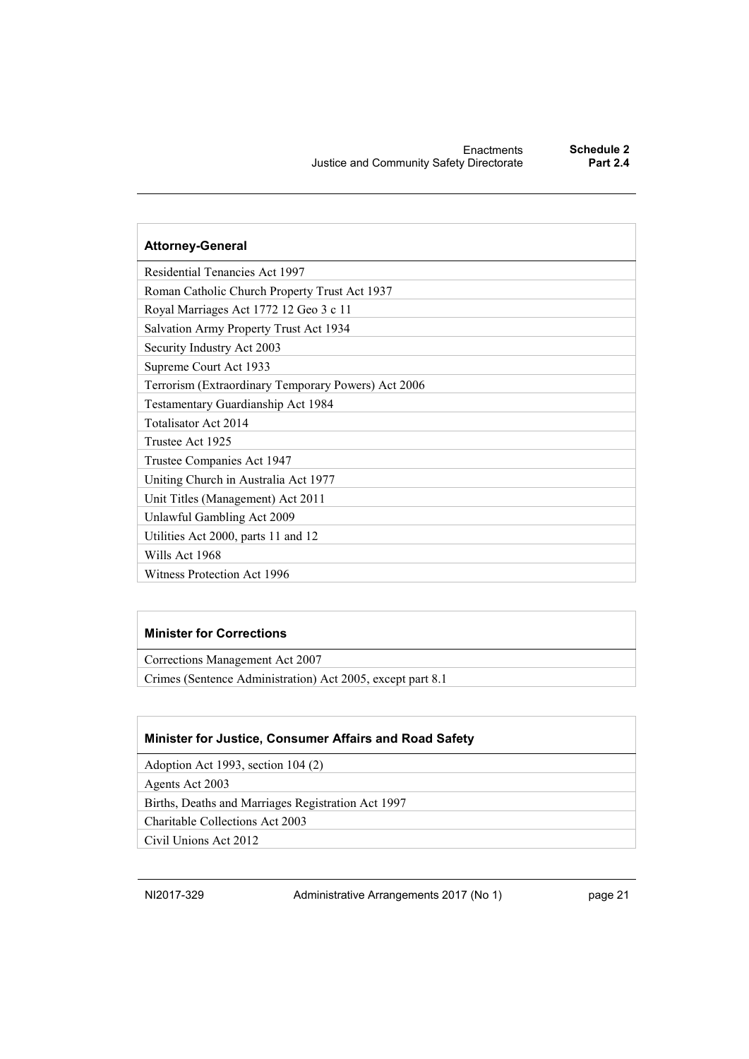| Attorney-General |
| --- |
| Residential Tenancies Act 1997 |
| Roman Catholic Church Property Trust Act 1937 |
| Royal Marriages Act 1772 12 Geo 3 c 11 |
| Salvation Army Property Trust Act 1934 |
| Security Industry Act 2003 |
| Supreme Court Act 1933 |
| Terrorism (Extraordinary Temporary Powers) Act 2006 |
| Testamentary Guardianship Act 1984 |
| Totalisator Act 2014 |
| Trustee Act 1925 |
| Trustee Companies Act 1947 |
| Uniting Church in Australia Act 1977 |
| Unit Titles (Management) Act 2011 |
| Unlawful Gambling Act 2009 |
| Utilities Act 2000, parts 11 and 12 |
| Wills Act 1968 |
| Witness Protection Act 1996 |

| Minister for Corrections |
| --- |
| Corrections Management Act 2007 |
| Crimes (Sentence Administration) Act 2005, except part 8.1 |

| Minister for Justice, Consumer Affairs and Road Safety |
| --- |
| Adoption Act 1993, section 104 (2) |
| Agents Act 2003 |
| Births, Deaths and Marriages Registration Act 1997 |
| Charitable Collections Act 2003 |
| Civil Unions Act 2012 |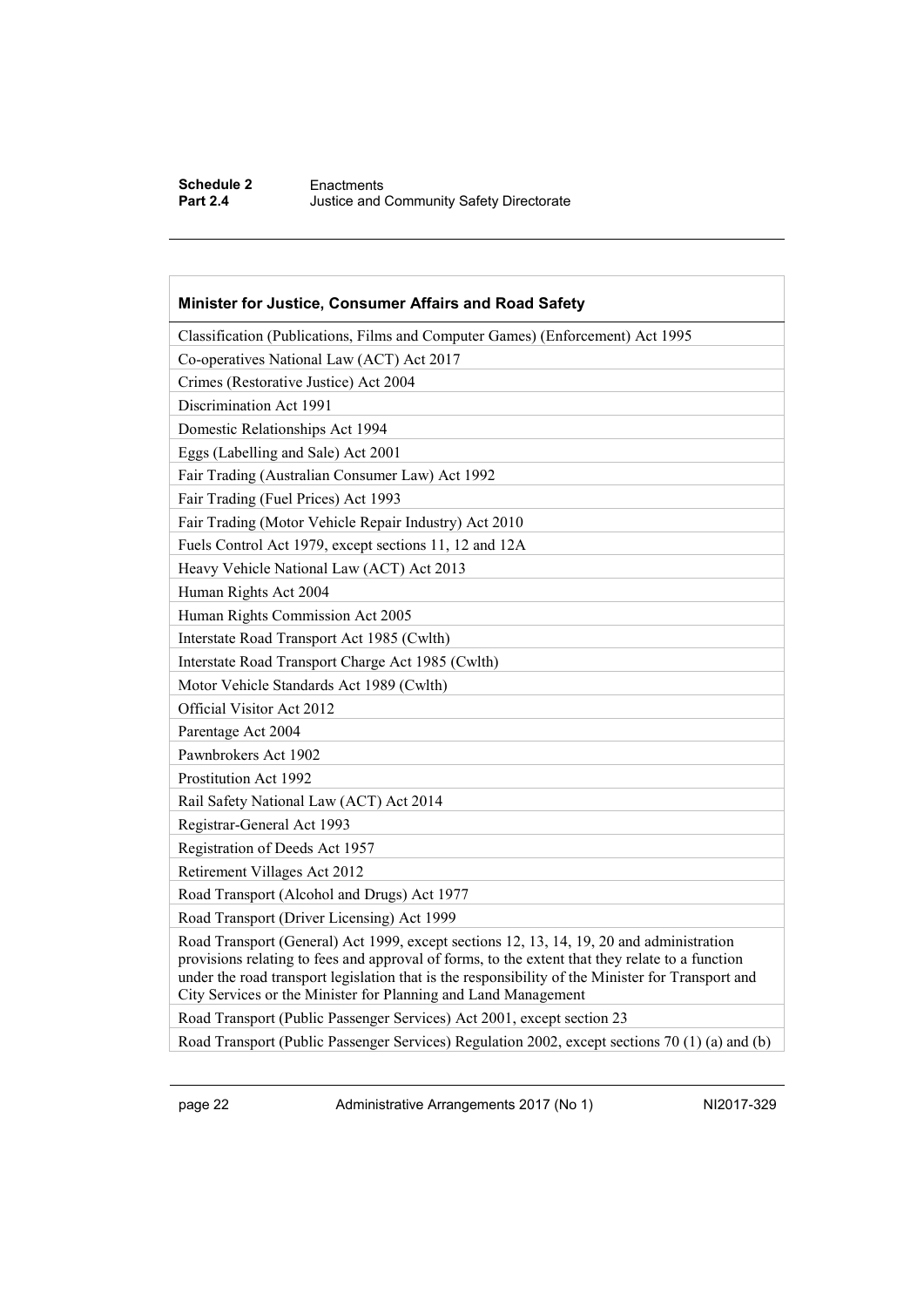| Minister for Justice, Consumer Affairs and Road Safety |
| --- |
| Classification (Publications, Films and Computer Games) (Enforcement) Act 1995 |
| Co-operatives National Law (ACT) Act 2017 |
| Crimes (Restorative Justice) Act 2004 |
| Discrimination Act 1991 |
| Domestic Relationships Act 1994 |
| Eggs (Labelling and Sale) Act 2001 |
| Fair Trading (Australian Consumer Law) Act 1992 |
| Fair Trading (Fuel Prices) Act 1993 |
| Fair Trading (Motor Vehicle Repair Industry) Act 2010 |
| Fuels Control Act 1979, except sections 11, 12 and 12A |
| Heavy Vehicle National Law (ACT) Act 2013 |
| Human Rights Act 2004 |
| Human Rights Commission Act 2005 |
| Interstate Road Transport Act 1985 (Cwlth) |
| Interstate Road Transport Charge Act 1985 (Cwlth) |
| Motor Vehicle Standards Act 1989 (Cwlth) |
| Official Visitor Act 2012 |
| Parentage Act 2004 |
| Pawnbrokers Act 1902 |
| Prostitution Act 1992 |
| Rail Safety National Law (ACT) Act 2014 |
| Registrar-General Act 1993 |
| Registration of Deeds Act 1957 |
| Retirement Villages Act 2012 |
| Road Transport (Alcohol and Drugs) Act 1977 |
| Road Transport (Driver Licensing) Act 1999 |
| Road Transport (General) Act 1999, except sections 12, 13, 14, 19, 20 and administration provisions relating to fees and approval of forms, to the extent that they relate to a function under the road transport legislation that is the responsibility of the Minister for Transport and City Services or the Minister for Planning and Land Management |
| Road Transport (Public Passenger Services) Act 2001, except section 23 |
| Road Transport (Public Passenger Services) Regulation 2002, except sections 70 (1) (a) and (b) |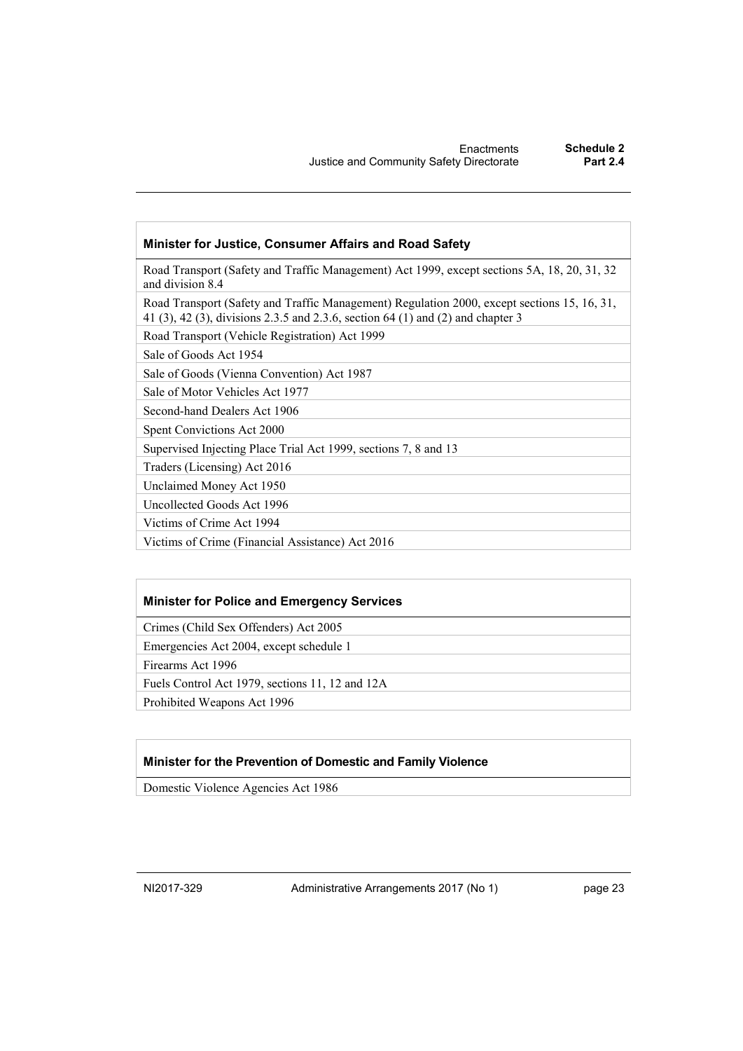| Minister for Justice, Consumer Affairs and Road Safety |
| --- |
| Road Transport (Safety and Traffic Management) Act 1999, except sections 5A, 18, 20, 31, 32 and division 8.4 |
| Road Transport (Safety and Traffic Management) Regulation 2000, except sections 15, 16, 31, 41 (3), 42 (3), divisions 2.3.5 and 2.3.6, section 64 (1) and (2) and chapter 3 |
| Road Transport (Vehicle Registration) Act 1999 |
| Sale of Goods Act 1954 |
| Sale of Goods (Vienna Convention) Act 1987 |
| Sale of Motor Vehicles Act 1977 |
| Second-hand Dealers Act 1906 |
| Spent Convictions Act 2000 |
| Supervised Injecting Place Trial Act 1999, sections 7, 8 and 13 |
| Traders (Licensing) Act 2016 |
| Unclaimed Money Act 1950 |
| Uncollected Goods Act 1996 |
| Victims of Crime Act 1994 |
| Victims of Crime (Financial Assistance) Act 2016 |

| Minister for Police and Emergency Services |
| --- |
| Crimes (Child Sex Offenders) Act 2005 |
| Emergencies Act 2004, except schedule 1 |
| Firearms Act 1996 |
| Fuels Control Act 1979, sections 11, 12 and 12A |
| Prohibited Weapons Act 1996 |

| Minister for the Prevention of Domestic and Family Violence |
| --- |
| Domestic Violence Agencies Act 1986 |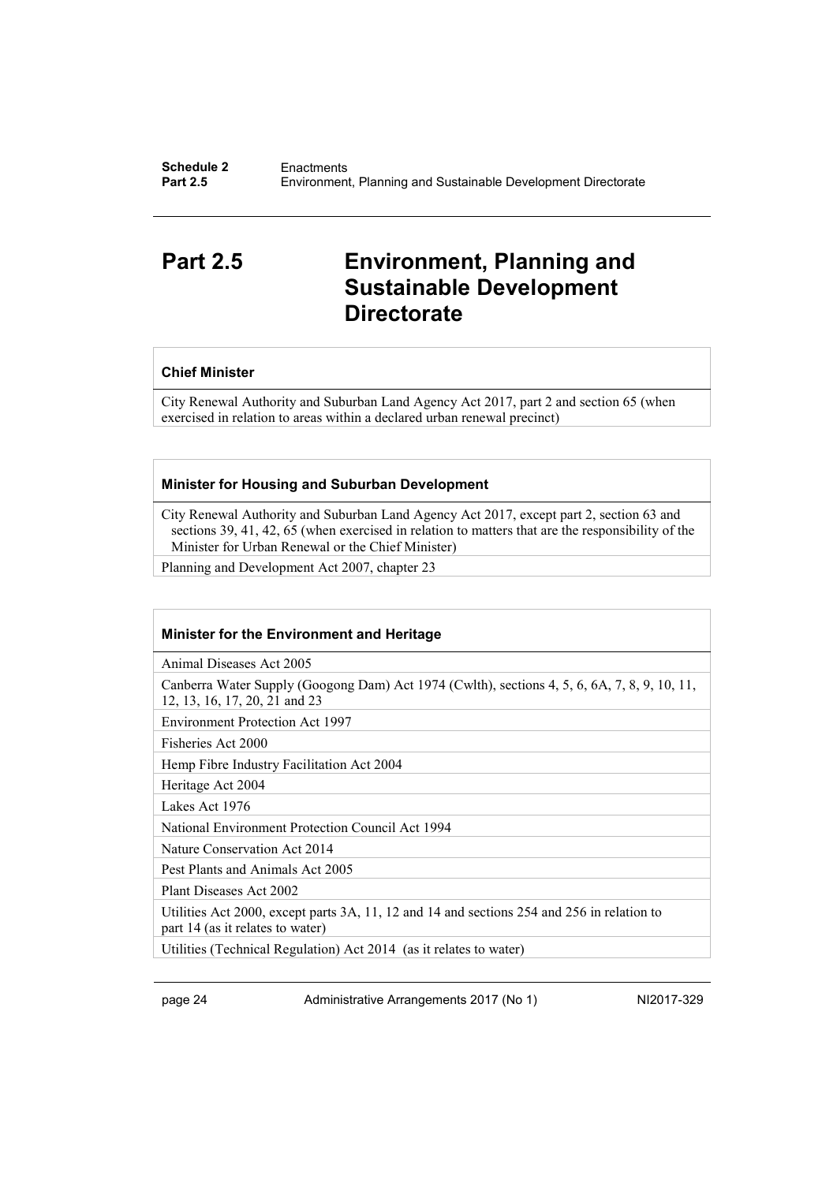# Part 2.5 Environment, Planning and Sustainable Development Directorate

| **Chief Minister** |
| --- |
| City Renewal Authority and Suburban Land Agency Act 2017, part 2 and section 65 (when exercised in relation to areas within a declared urban renewal precinct) |

| **Minister for Housing and Suburban Development** |
| --- |
| City Renewal Authority and Suburban Land Agency Act 2017, except part 2, section 63 and sections 39, 41, 42, 65 (when exercised in relation to matters that are the responsibility of the Minister for Urban Renewal or the Chief Minister) |
| Planning and Development Act 2007, chapter 23 |

| **Minister for the Environment and Heritage** |
| --- |
| Animal Diseases Act 2005 |
| Canberra Water Supply (Googong Dam) Act 1974 (Cwlth), sections 4, 5, 6, 6A, 7, 8, 9, 10, 11, 12, 13, 16, 17, 20, 21 and 23 |
| Environment Protection Act 1997 |
| Fisheries Act 2000 |
| Hemp Fibre Industry Facilitation Act 2004 |
| Heritage Act 2004 |
| Lakes Act 1976 |
| National Environment Protection Council Act 1994 |
| Nature Conservation Act 2014 |
| Pest Plants and Animals Act 2005 |
| Plant Diseases Act 2002 |
| Utilities Act 2000, except parts 3A, 11, 12 and 14 and sections 254 and 256 in relation to part 14 (as it relates to water) |
| Utilities (Technical Regulation) Act 2014 (as it relates to water) |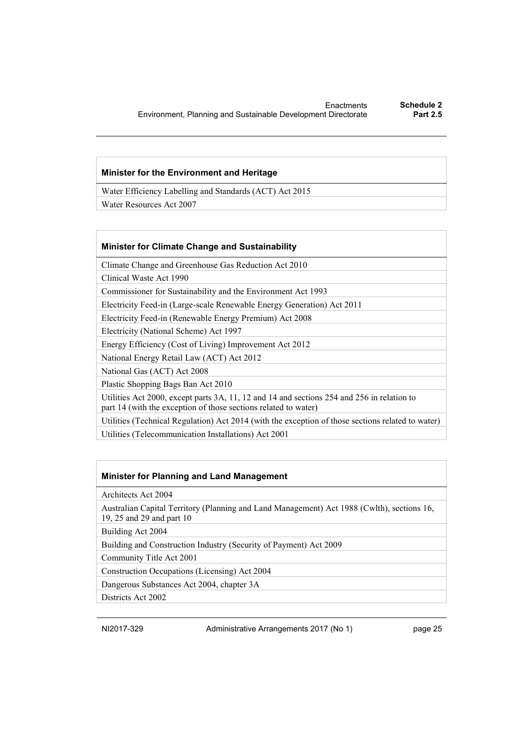| Minister for the Environment and Heritage |
| --- |
| Water Efficiency Labelling and Standards (ACT) Act 2015 |
| Water Resources Act 2007 |

| Minister for Climate Change and Sustainability |
| --- |
| Climate Change and Greenhouse Gas Reduction Act 2010 |
| Clinical Waste Act 1990 |
| Commissioner for Sustainability and the Environment Act 1993 |
| Electricity Feed-in (Large-scale Renewable Energy Generation) Act 2011 |
| Electricity Feed-in (Renewable Energy Premium) Act 2008 |
| Electricity (National Scheme) Act 1997 |
| Energy Efficiency (Cost of Living) Improvement Act 2012 |
| National Energy Retail Law (ACT) Act 2012 |
| National Gas (ACT) Act 2008 |
| Plastic Shopping Bags Ban Act 2010 |
| Utilities Act 2000, except parts 3A, 11, 12 and 14 and sections 254 and 256 in relation to part 14 (with the exception of those sections related to water) |
| Utilities (Technical Regulation) Act 2014 (with the exception of those sections related to water) |
| Utilities (Telecommunication Installations) Act 2001 |

| Minister for Planning and Land Management |
| --- |
| Architects Act 2004 |
| Australian Capital Territory (Planning and Land Management) Act 1988 (Cwlth), sections 16, 19, 25 and 29 and part 10 |
| Building Act 2004 |
| Building and Construction Industry (Security of Payment) Act 2009 |
| Community Title Act 2001 |
| Construction Occupations (Licensing) Act 2004 |
| Dangerous Substances Act 2004, chapter 3A |
| Districts Act 2002 |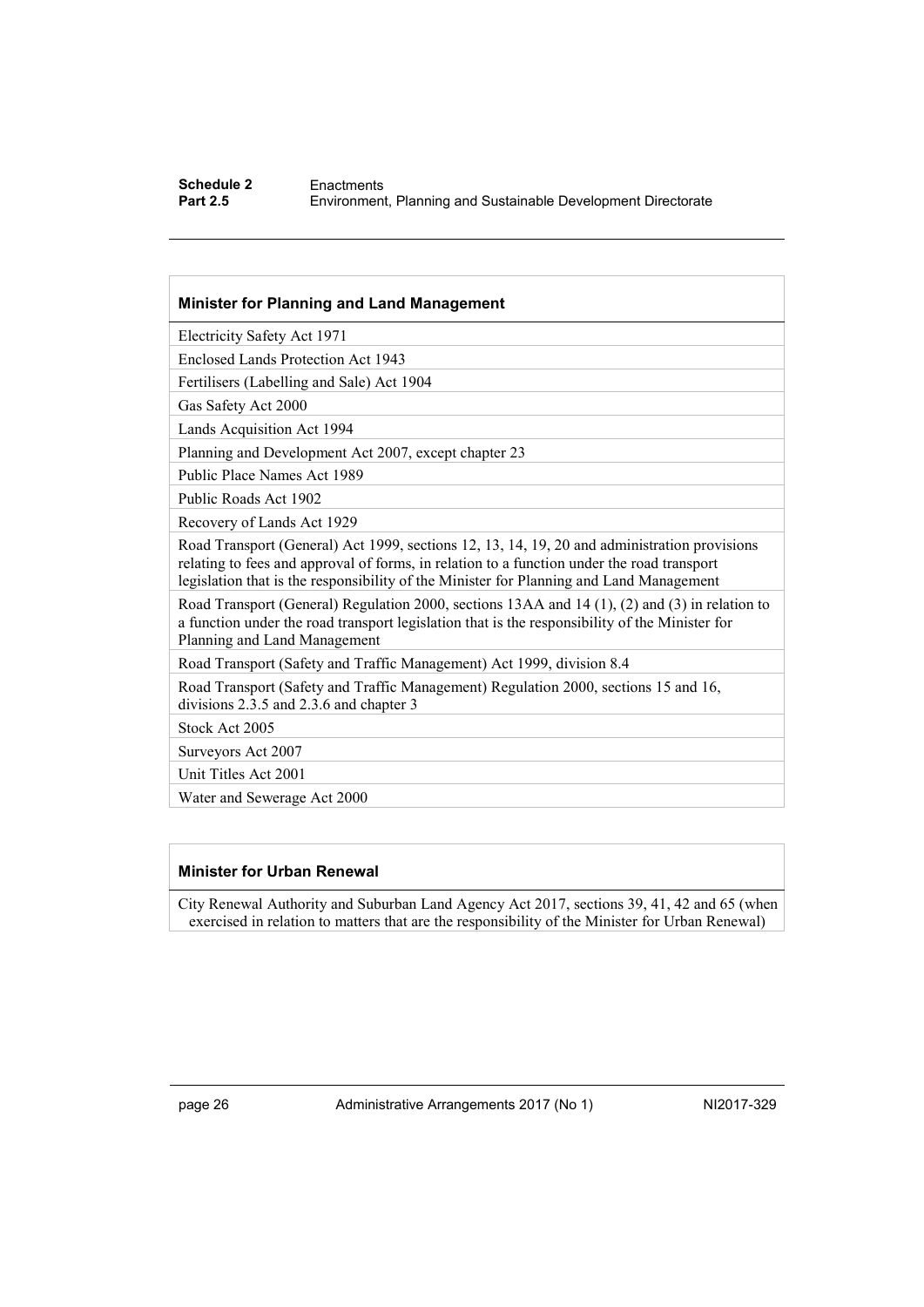| Minister for Planning and Land Management |
| --- |
| Electricity Safety Act 1971 |
| Enclosed Lands Protection Act 1943 |
| Fertilisers (Labelling and Sale) Act 1904 |
| Gas Safety Act 2000 |
| Lands Acquisition Act 1994 |
| Planning and Development Act 2007, except chapter 23 |
| Public Place Names Act 1989 |
| Public Roads Act 1902 |
| Recovery of Lands Act 1929 |
| Road Transport (General) Act 1999, sections 12, 13, 14, 19, 20 and administration provisions relating to fees and approval of forms, in relation to a function under the road transport legislation that is the responsibility of the Minister for Planning and Land Management |
| Road Transport (General) Regulation 2000, sections 13AA and 14 (1), (2) and (3) in relation to a function under the road transport legislation that is the responsibility of the Minister for Planning and Land Management |
| Road Transport (Safety and Traffic Management) Act 1999, division 8.4 |
| Road Transport (Safety and Traffic Management) Regulation 2000, sections 15 and 16, divisions 2.3.5 and 2.3.6 and chapter 3 |
| Stock Act 2005 |
| Surveyors Act 2007 |
| Unit Titles Act 2001 |
| Water and Sewerage Act 2000 |

| Minister for Urban Renewal |
| --- |
| City Renewal Authority and Suburban Land Agency Act 2017, sections 39, 41, 42 and 65 (when exercised in relation to matters that are the responsibility of the Minister for Urban Renewal) |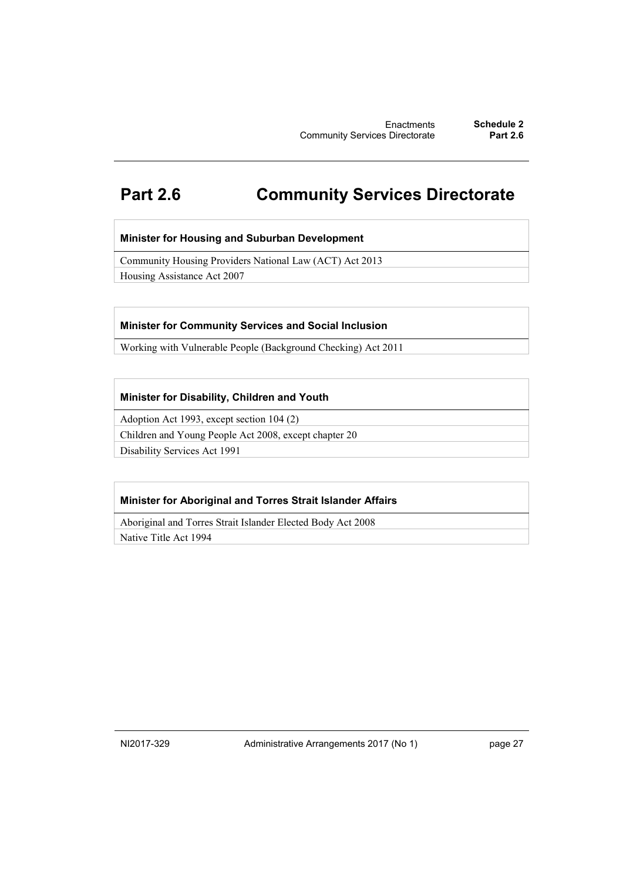# Part 2.6 Community Services Directorate

| Minister for Housing and Suburban Development |
| --- |
| Community Housing Providers National Law (ACT) Act 2013 |
| Housing Assistance Act 2007 |

| Minister for Community Services and Social Inclusion |
| --- |
| Working with Vulnerable People (Background Checking) Act 2011 |

| Minister for Disability, Children and Youth |
| --- |
| Adoption Act 1993, except section 104 (2) |
| Children and Young People Act 2008, except chapter 20 |
| Disability Services Act 1991 |

| Minister for Aboriginal and Torres Strait Islander Affairs |
| --- |
| Aboriginal and Torres Strait Islander Elected Body Act 2008 |
| Native Title Act 1994 |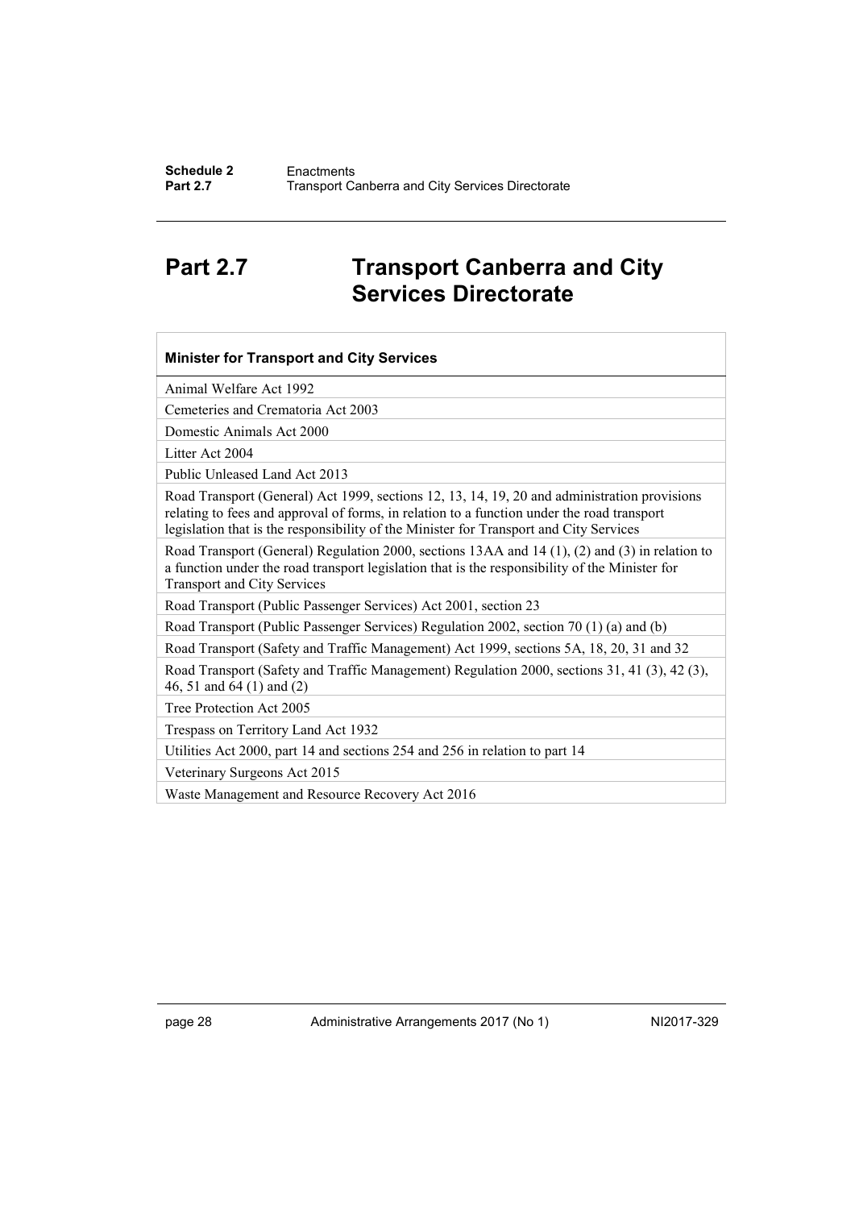# Part 2.7 Transport Canberra and City Services Directorate

| Minister for Transport and City Services |
|---|
| Animal Welfare Act 1992 |
| Cemeteries and Crematoria Act 2003 |
| Domestic Animals Act 2000 |
| Litter Act 2004 |
| Public Unleased Land Act 2013 |
| Road Transport (General) Act 1999, sections 12, 13, 14, 19, 20 and administration provisions relating to fees and approval of forms, in relation to a function under the road transport legislation that is the responsibility of the Minister for Transport and City Services |
| Road Transport (General) Regulation 2000, sections 13AA and 14 (1), (2) and (3) in relation to a function under the road transport legislation that is the responsibility of the Minister for Transport and City Services |
| Road Transport (Public Passenger Services) Act 2001, section 23 |
| Road Transport (Public Passenger Services) Regulation 2002, section 70 (1) (a) and (b) |
| Road Transport (Safety and Traffic Management) Act 1999, sections 5A, 18, 20, 31 and 32 |
| Road Transport (Safety and Traffic Management) Regulation 2000, sections 31, 41 (3), 42 (3), 46, 51 and 64 (1) and (2) |
| Tree Protection Act 2005 |
| Trespass on Territory Land Act 1932 |
| Utilities Act 2000, part 14 and sections 254 and 256 in relation to part 14 |
| Veterinary Surgeons Act 2015 |
| Waste Management and Resource Recovery Act 2016 |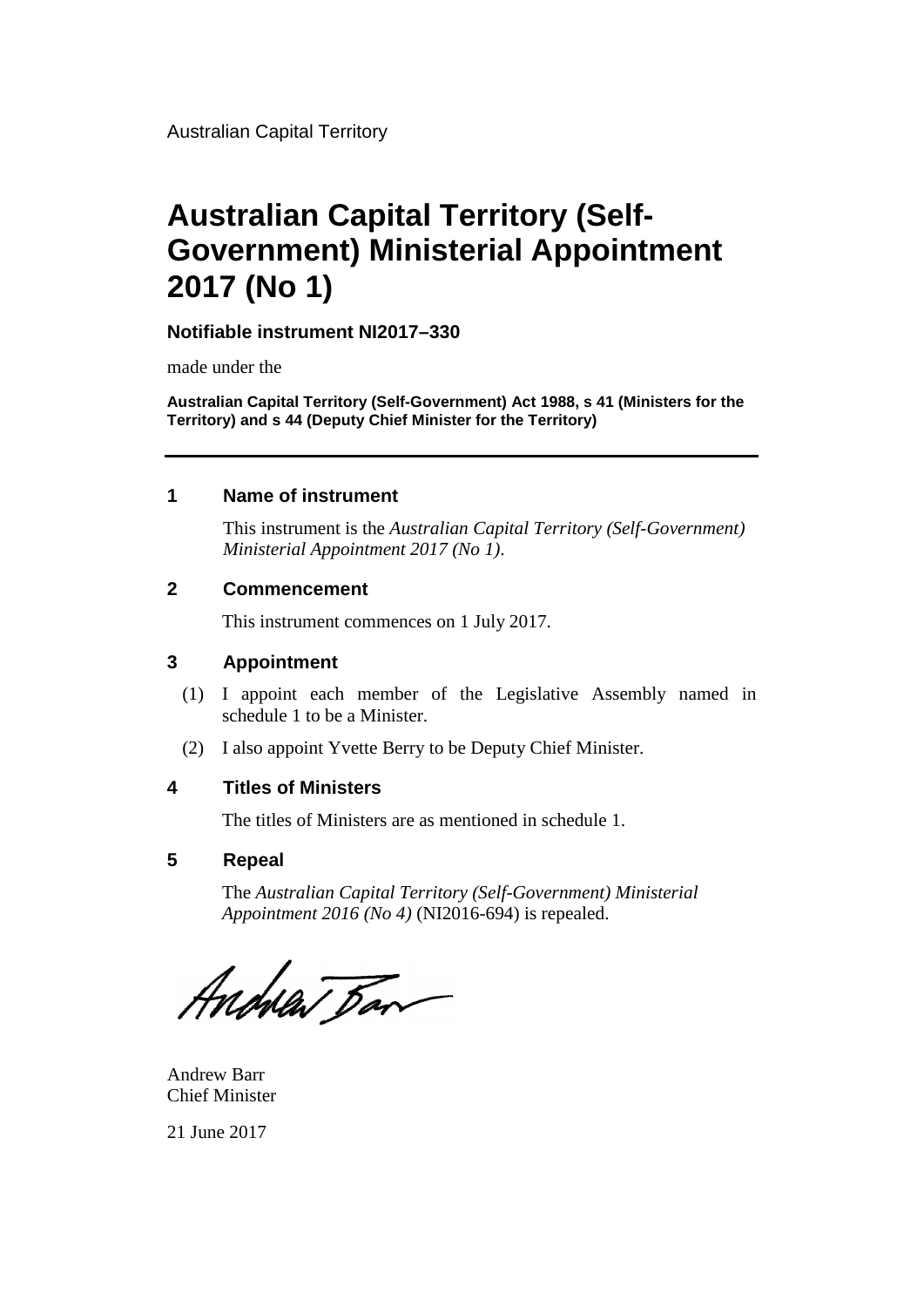Australian Capital Territory

# Australian Capital Territory (Self-Government) Ministerial Appointment 2017 (No 1)

**Notifiable instrument NI2017–330**

made under the

**Australian Capital Territory (Self-Government) Act 1988, s 41 (Ministers for the Territory) and s 44 (Deputy Chief Minister for the Territory)**

---

### 1 Name of instrument

This instrument is the *Australian Capital Territory (Self-Government) Ministerial Appointment 2017 (No 1)*.

### 2 Commencement

This instrument commences on 1 July 2017.

### 3 Appointment

(1) I appoint each member of the Legislative Assembly named in schedule 1 to be a Minister.

(2) I also appoint Yvette Berry to be Deputy Chief Minister.

### 4 Titles of Ministers

The titles of Ministers are as mentioned in schedule 1.

### 5 Repeal

The *Australian Capital Territory (Self-Government) Ministerial Appointment 2016 (No 4)* (NI2016-694) is repealed.

Andrew Barr
Chief Minister

21 June 2017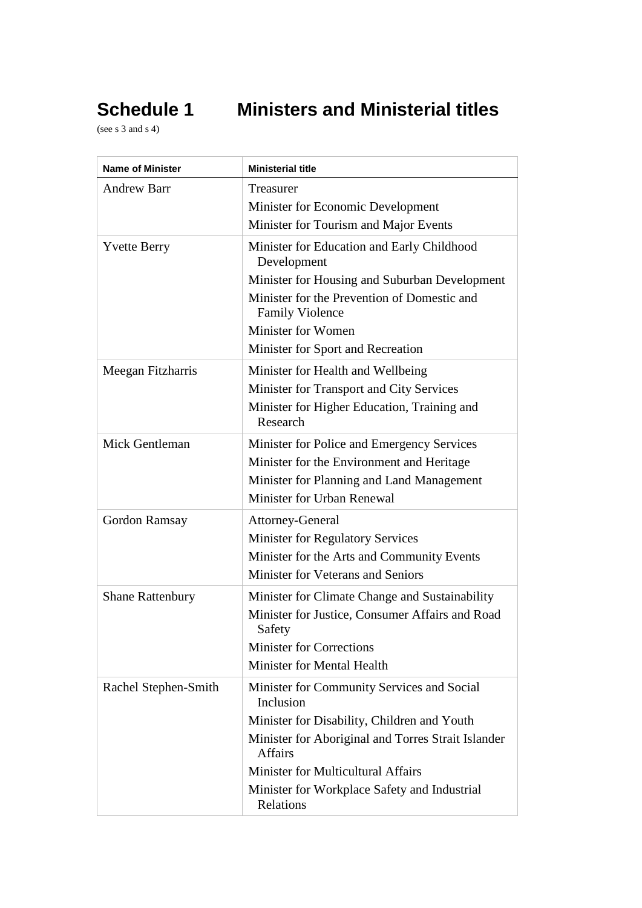# Schedule 1 Ministers and Ministerial titles

(see s 3 and s 4)

| Name of Minister | Ministerial title |
|---|---|
| Andrew Barr | Treasurer<br>Minister for Economic Development<br>Minister for Tourism and Major Events |
| Yvette Berry | Minister for Education and Early Childhood Development<br>Minister for Housing and Suburban Development<br>Minister for the Prevention of Domestic and Family Violence<br>Minister for Women<br>Minister for Sport and Recreation |
| Meegan Fitzharris | Minister for Health and Wellbeing<br>Minister for Transport and City Services<br>Minister for Higher Education, Training and Research |
| Mick Gentleman | Minister for Police and Emergency Services<br>Minister for the Environment and Heritage<br>Minister for Planning and Land Management<br>Minister for Urban Renewal |
| Gordon Ramsay | Attorney-General<br>Minister for Regulatory Services<br>Minister for the Arts and Community Events<br>Minister for Veterans and Seniors |
| Shane Rattenbury | Minister for Climate Change and Sustainability<br>Minister for Justice, Consumer Affairs and Road Safety<br>Minister for Corrections<br>Minister for Mental Health |
| Rachel Stephen-Smith | Minister for Community Services and Social Inclusion<br>Minister for Disability, Children and Youth<br>Minister for Aboriginal and Torres Strait Islander Affairs<br>Minister for Multicultural Affairs<br>Minister for Workplace Safety and Industrial Relations |